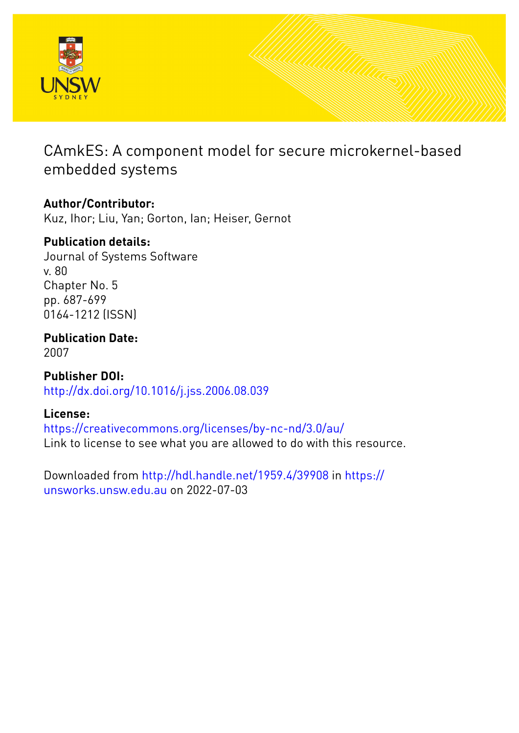# CAmkES: A component model for secure microkernel-based embedded systems

**Author/Contributor:**
Kuz, Ihor; Liu, Yan; Gorton, Ian; Heiser, Gernot

**Publication details:**
Journal of Systems Software
v. 80
Chapter No. 5
pp. 687-699
0164-1212 (ISSN)

**Publication Date:**
2007

**Publisher DOI:**
http://dx.doi.org/10.1016/j.jss.2006.08.039

**License:**
https://creativecommons.org/licenses/by-nc-nd/3.0/au/
Link to license to see what you are allowed to do with this resource.

Downloaded from http://hdl.handle.net/1959.4/39908 in https://unsworks.unsw.edu.au on 2022-07-03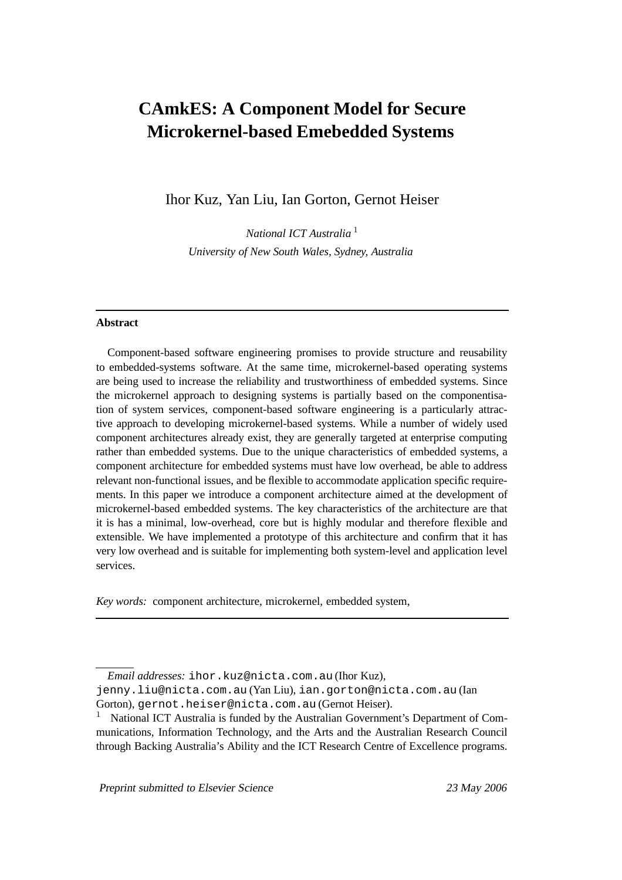# CAmkES: A Component Model for Secure Microkernel-based Emebedded Systems

Ihor Kuz, Yan Liu, Ian Gorton, Gernot Heiser

*National ICT Australia* [1]

*University of New South Wales, Sydney, Australia*

---

**Abstract**

Component-based software engineering promises to provide structure and reusability to embedded-systems software. At the same time, microkernel-based operating systems are being used to increase the reliability and trustworthiness of embedded systems. Since the microkernel approach to designing systems is partially based on the componentisation of system services, component-based software engineering is a particularly attractive approach to developing microkernel-based systems. While a number of widely used component architectures already exist, they are generally targeted at enterprise computing rather than embedded systems. Due to the unique characteristics of embedded systems, a component architecture for embedded systems must have low overhead, be able to address relevant non-functional issues, and be flexible to accommodate application specific requirements. In this paper we introduce a component architecture aimed at the development of microkernel-based embedded systems. The key characteristics of the architecture are that it is has a minimal, low-overhead, core but is highly modular and therefore flexible and extensible. We have implemented a prototype of this architecture and confirm that it has very low overhead and is suitable for implementing both system-level and application level services.

*Key words:* component architecture, microkernel, embedded system,

---

*Email addresses:* `ihor.kuz@nicta.com.au` (Ihor Kuz), `jenny.liu@nicta.com.au` (Yan Liu), `ian.gorton@nicta.com.au` (Ian Gorton), `gernot.heiser@nicta.com.au` (Gernot Heiser).

[1] National ICT Australia is funded by the Australian Government's Department of Communications, Information Technology, and the Arts and the Australian Research Council through Backing Australia's Ability and the ICT Research Centre of Excellence programs.

*Preprint submitted to Elsevier Science* 23 May 2006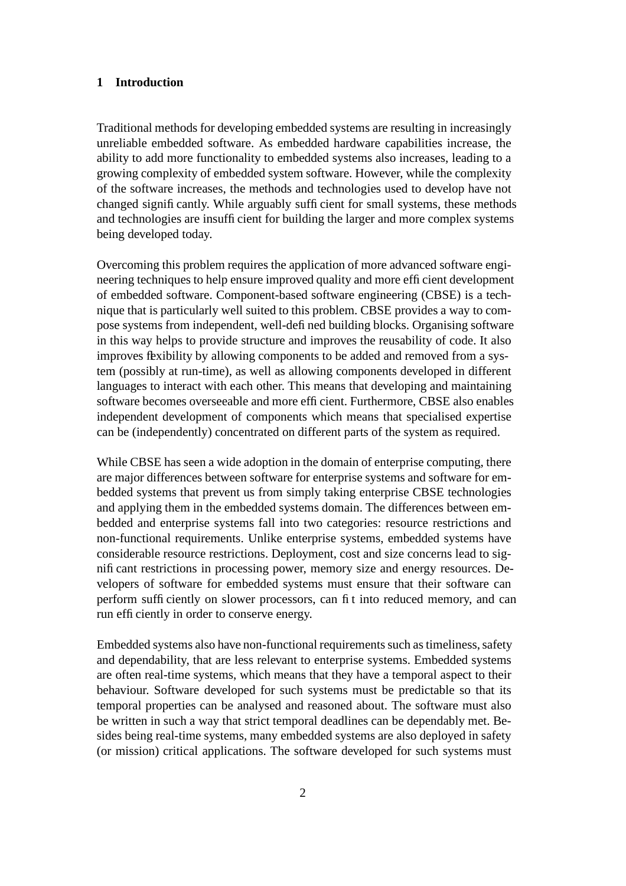## 1 Introduction

Traditional methods for developing embedded systems are resulting in increasingly unreliable embedded software. As embedded hardware capabilities increase, the ability to add more functionality to embedded systems also increases, leading to a growing complexity of embedded system software. However, while the complexity of the software increases, the methods and technologies used to develop have not changed significantly. While arguably sufficient for small systems, these methods and technologies are insufficient for building the larger and more complex systems being developed today.

Overcoming this problem requires the application of more advanced software engineering techniques to help ensure improved quality and more efficient development of embedded software. Component-based software engineering (CBSE) is a technique that is particularly well suited to this problem. CBSE provides a way to compose systems from independent, well-defined building blocks. Organising software in this way helps to provide structure and improves the reusability of code. It also improves flexibility by allowing components to be added and removed from a system (possibly at run-time), as well as allowing components developed in different languages to interact with each other. This means that developing and maintaining software becomes overseeable and more efficient. Furthermore, CBSE also enables independent development of components which means that specialised expertise can be (independently) concentrated on different parts of the system as required.

While CBSE has seen a wide adoption in the domain of enterprise computing, there are major differences between software for enterprise systems and software for embedded systems that prevent us from simply taking enterprise CBSE technologies and applying them in the embedded systems domain. The differences between embedded and enterprise systems fall into two categories: resource restrictions and non-functional requirements. Unlike enterprise systems, embedded systems have considerable resource restrictions. Deployment, cost and size concerns lead to significant restrictions in processing power, memory size and energy resources. Developers of software for embedded systems must ensure that their software can perform sufficiently on slower processors, can fit into reduced memory, and can run efficiently in order to conserve energy.

Embedded systems also have non-functional requirements such as timeliness, safety and dependability, that are less relevant to enterprise systems. Embedded systems are often real-time systems, which means that they have a temporal aspect to their behaviour. Software developed for such systems must be predictable so that its temporal properties can be analysed and reasoned about. The software must also be written in such a way that strict temporal deadlines can be dependably met. Besides being real-time systems, many embedded systems are also deployed in safety (or mission) critical applications. The software developed for such systems must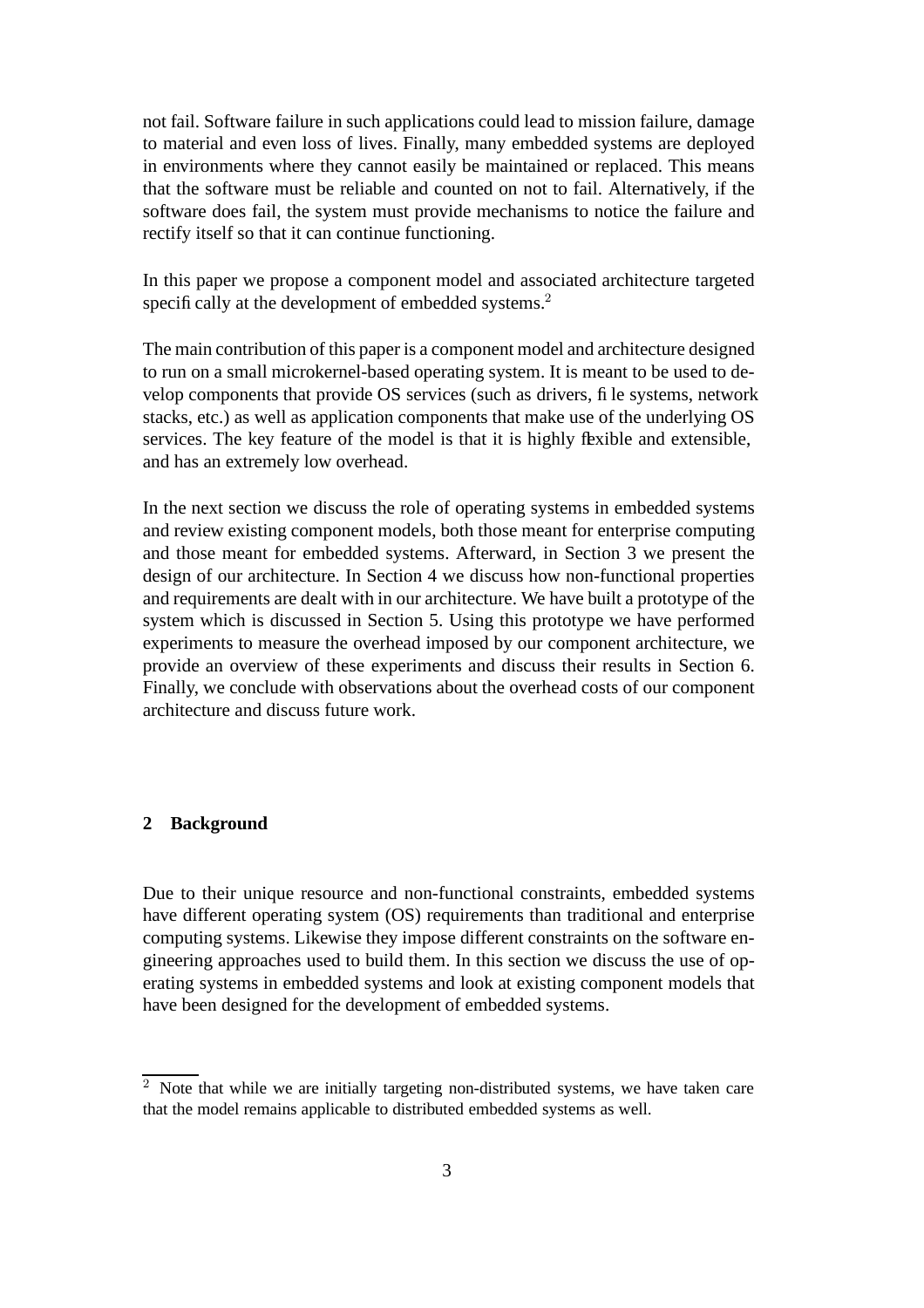not fail. Software failure in such applications could lead to mission failure, damage to material and even loss of lives. Finally, many embedded systems are deployed in environments where they cannot easily be maintained or replaced. This means that the software must be reliable and counted on not to fail. Alternatively, if the software does fail, the system must provide mechanisms to notice the failure and rectify itself so that it can continue functioning.

In this paper we propose a component model and associated architecture targeted specifically at the development of embedded systems.[2]

The main contribution of this paper is a component model and architecture designed to run on a small microkernel-based operating system. It is meant to be used to develop components that provide OS services (such as drivers, file systems, network stacks, etc.) as well as application components that make use of the underlying OS services. The key feature of the model is that it is highly flexible and extensible, and has an extremely low overhead.

In the next section we discuss the role of operating systems in embedded systems and review existing component models, both those meant for enterprise computing and those meant for embedded systems. Afterward, in Section 3 we present the design of our architecture. In Section 4 we discuss how non-functional properties and requirements are dealt with in our architecture. We have built a prototype of the system which is discussed in Section 5. Using this prototype we have performed experiments to measure the overhead imposed by our component architecture, we provide an overview of these experiments and discuss their results in Section 6. Finally, we conclude with observations about the overhead costs of our component architecture and discuss future work.

## 2 Background

Due to their unique resource and non-functional constraints, embedded systems have different operating system (OS) requirements than traditional and enterprise computing systems. Likewise they impose different constraints on the software engineering approaches used to build them. In this section we discuss the use of operating systems in embedded systems and look at existing component models that have been designed for the development of embedded systems.

[2] Note that while we are initially targeting non-distributed systems, we have taken care that the model remains applicable to distributed embedded systems as well.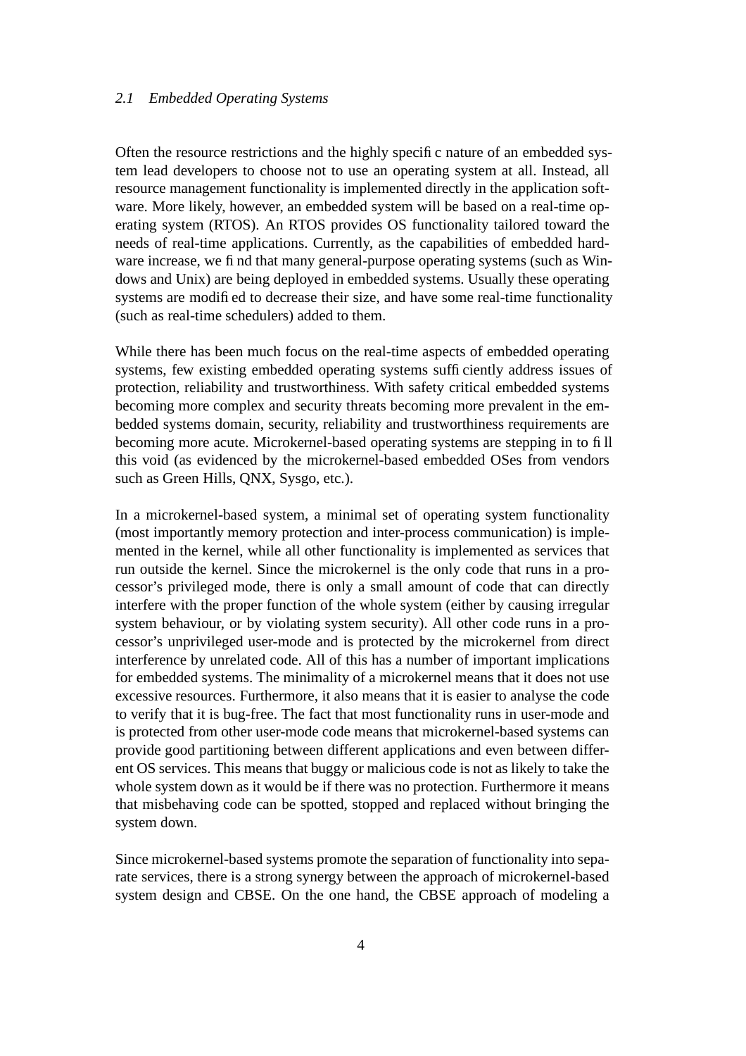## 2.1 Embedded Operating Systems

Often the resource restrictions and the highly specific nature of an embedded system lead developers to choose not to use an operating system at all. Instead, all resource management functionality is implemented directly in the application software. More likely, however, an embedded system will be based on a real-time operating system (RTOS). An RTOS provides OS functionality tailored toward the needs of real-time applications. Currently, as the capabilities of embedded hardware increase, we find that many general-purpose operating systems (such as Windows and Unix) are being deployed in embedded systems. Usually these operating systems are modified to decrease their size, and have some real-time functionality (such as real-time schedulers) added to them.

While there has been much focus on the real-time aspects of embedded operating systems, few existing embedded operating systems sufficiently address issues of protection, reliability and trustworthiness. With safety critical embedded systems becoming more complex and security threats becoming more prevalent in the embedded systems domain, security, reliability and trustworthiness requirements are becoming more acute. Microkernel-based operating systems are stepping in to fill this void (as evidenced by the microkernel-based embedded OSes from vendors such as Green Hills, QNX, Sysgo, etc.).

In a microkernel-based system, a minimal set of operating system functionality (most importantly memory protection and inter-process communication) is implemented in the kernel, while all other functionality is implemented as services that run outside the kernel. Since the microkernel is the only code that runs in a processor's privileged mode, there is only a small amount of code that can directly interfere with the proper function of the whole system (either by causing irregular system behaviour, or by violating system security). All other code runs in a processor's unprivileged user-mode and is protected by the microkernel from direct interference by unrelated code. All of this has a number of important implications for embedded systems. The minimality of a microkernel means that it does not use excessive resources. Furthermore, it also means that it is easier to analyse the code to verify that it is bug-free. The fact that most functionality runs in user-mode and is protected from other user-mode code means that microkernel-based systems can provide good partitioning between different applications and even between different OS services. This means that buggy or malicious code is not as likely to take the whole system down as it would be if there was no protection. Furthermore it means that misbehaving code can be spotted, stopped and replaced without bringing the system down.

Since microkernel-based systems promote the separation of functionality into separate services, there is a strong synergy between the approach of microkernel-based system design and CBSE. On the one hand, the CBSE approach of modeling a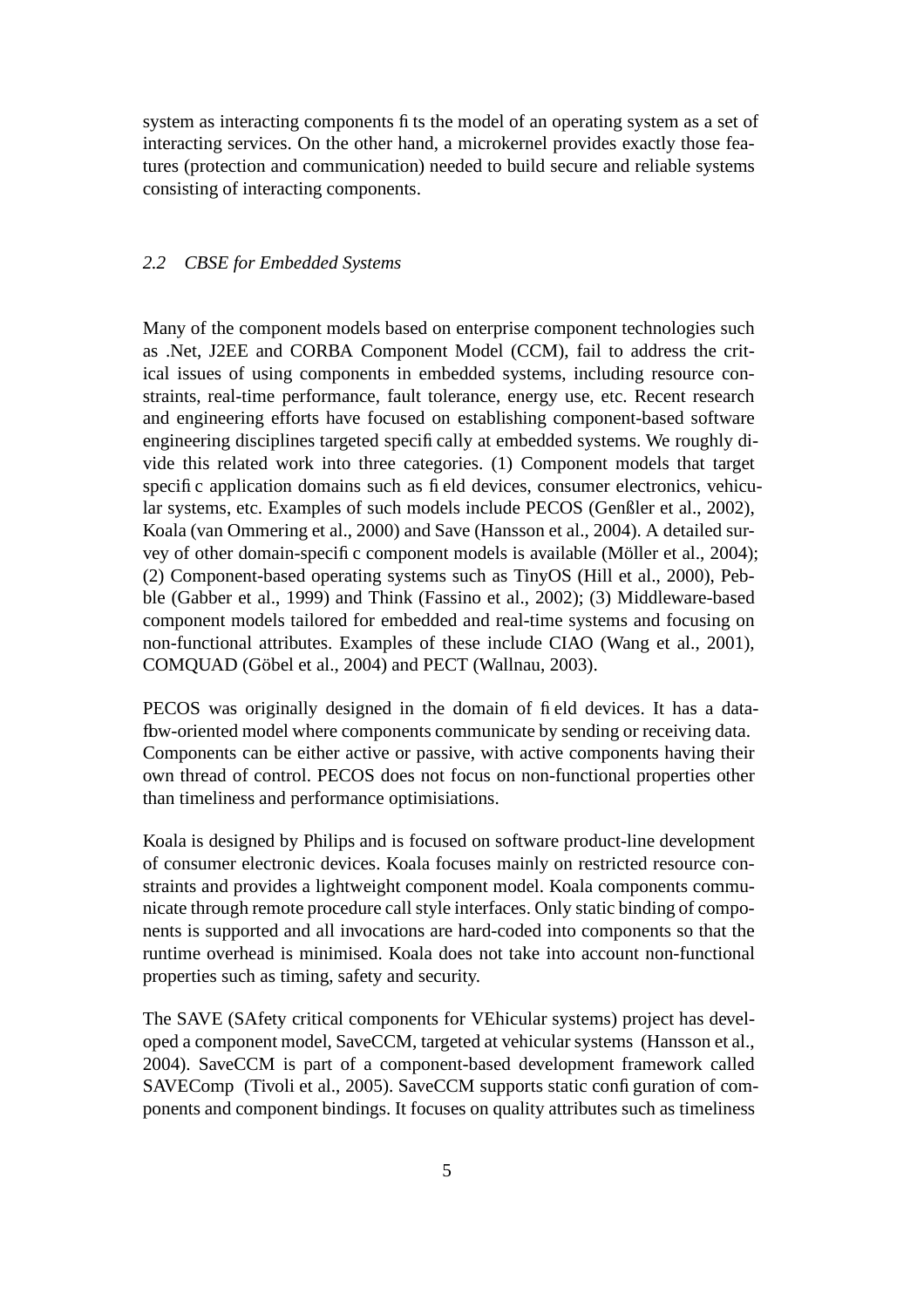system as interacting components fits the model of an operating system as a set of interacting services. On the other hand, a microkernel provides exactly those features (protection and communication) needed to build secure and reliable systems consisting of interacting components.

### *2.2 CBSE for Embedded Systems*

Many of the component models based on enterprise component technologies such as .Net, J2EE and CORBA Component Model (CCM), fail to address the critical issues of using components in embedded systems, including resource constraints, real-time performance, fault tolerance, energy use, etc. Recent research and engineering efforts have focused on establishing component-based software engineering disciplines targeted specifically at embedded systems. We roughly divide this related work into three categories. (1) Component models that target specific application domains such as field devices, consumer electronics, vehicular systems, etc. Examples of such models include PECOS (Genßler et al., 2002), Koala (van Ommering et al., 2000) and Save (Hansson et al., 2004). A detailed survey of other domain-specific component models is available (Möller et al., 2004); (2) Component-based operating systems such as TinyOS (Hill et al., 2000), Pebble (Gabber et al., 1999) and Think (Fassino et al., 2002); (3) Middleware-based component models tailored for embedded and real-time systems and focusing on non-functional attributes. Examples of these include CIAO (Wang et al., 2001), COMQUAD (Göbel et al., 2004) and PECT (Wallnau, 2003).

PECOS was originally designed in the domain of field devices. It has a dataflow-oriented model where components communicate by sending or receiving data. Components can be either active or passive, with active components having their own thread of control. PECOS does not focus on non-functional properties other than timeliness and performance optimisiations.

Koala is designed by Philips and is focused on software product-line development of consumer electronic devices. Koala focuses mainly on restricted resource constraints and provides a lightweight component model. Koala components communicate through remote procedure call style interfaces. Only static binding of components is supported and all invocations are hard-coded into components so that the runtime overhead is minimised. Koala does not take into account non-functional properties such as timing, safety and security.

The SAVE (SAfety critical components for VEhicular systems) project has developed a component model, SaveCCM, targeted at vehicular systems (Hansson et al., 2004). SaveCCM is part of a component-based development framework called SAVEComp (Tivoli et al., 2005). SaveCCM supports static configuration of components and component bindings. It focuses on quality attributes such as timeliness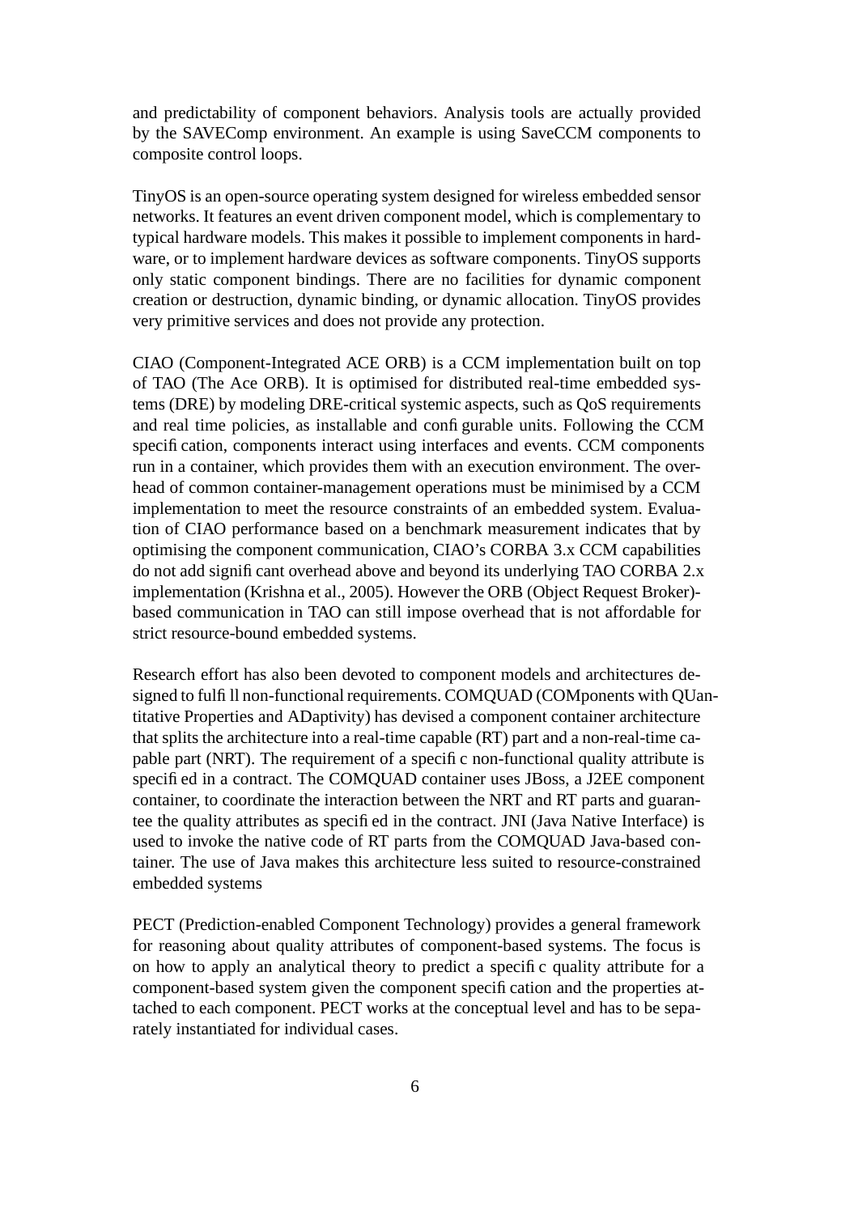and predictability of component behaviors. Analysis tools are actually provided by the SAVEComp environment. An example is using SaveCCM components to composite control loops.

TinyOS is an open-source operating system designed for wireless embedded sensor networks. It features an event driven component model, which is complementary to typical hardware models. This makes it possible to implement components in hardware, or to implement hardware devices as software components. TinyOS supports only static component bindings. There are no facilities for dynamic component creation or destruction, dynamic binding, or dynamic allocation. TinyOS provides very primitive services and does not provide any protection.

CIAO (Component-Integrated ACE ORB) is a CCM implementation built on top of TAO (The Ace ORB). It is optimised for distributed real-time embedded systems (DRE) by modeling DRE-critical systemic aspects, such as QoS requirements and real time policies, as installable and configurable units. Following the CCM specification, components interact using interfaces and events. CCM components run in a container, which provides them with an execution environment. The overhead of common container-management operations must be minimised by a CCM implementation to meet the resource constraints of an embedded system. Evaluation of CIAO performance based on a benchmark measurement indicates that by optimising the component communication, CIAO's CORBA 3.x CCM capabilities do not add significant overhead above and beyond its underlying TAO CORBA 2.x implementation (Krishna et al., 2005). However the ORB (Object Request Broker)-based communication in TAO can still impose overhead that is not affordable for strict resource-bound embedded systems.

Research effort has also been devoted to component models and architectures designed to fulfill non-functional requirements. COMQUAD (COMponents with QUantitative Properties and ADaptivity) has devised a component container architecture that splits the architecture into a real-time capable (RT) part and a non-real-time capable part (NRT). The requirement of a specific non-functional quality attribute is specified in a contract. The COMQUAD container uses JBoss, a J2EE component container, to coordinate the interaction between the NRT and RT parts and guarantee the quality attributes as specified in the contract. JNI (Java Native Interface) is used to invoke the native code of RT parts from the COMQUAD Java-based container. The use of Java makes this architecture less suited to resource-constrained embedded systems

PECT (Prediction-enabled Component Technology) provides a general framework for reasoning about quality attributes of component-based systems. The focus is on how to apply an analytical theory to predict a specific quality attribute for a component-based system given the component specification and the properties attached to each component. PECT works at the conceptual level and has to be separately instantiated for individual cases.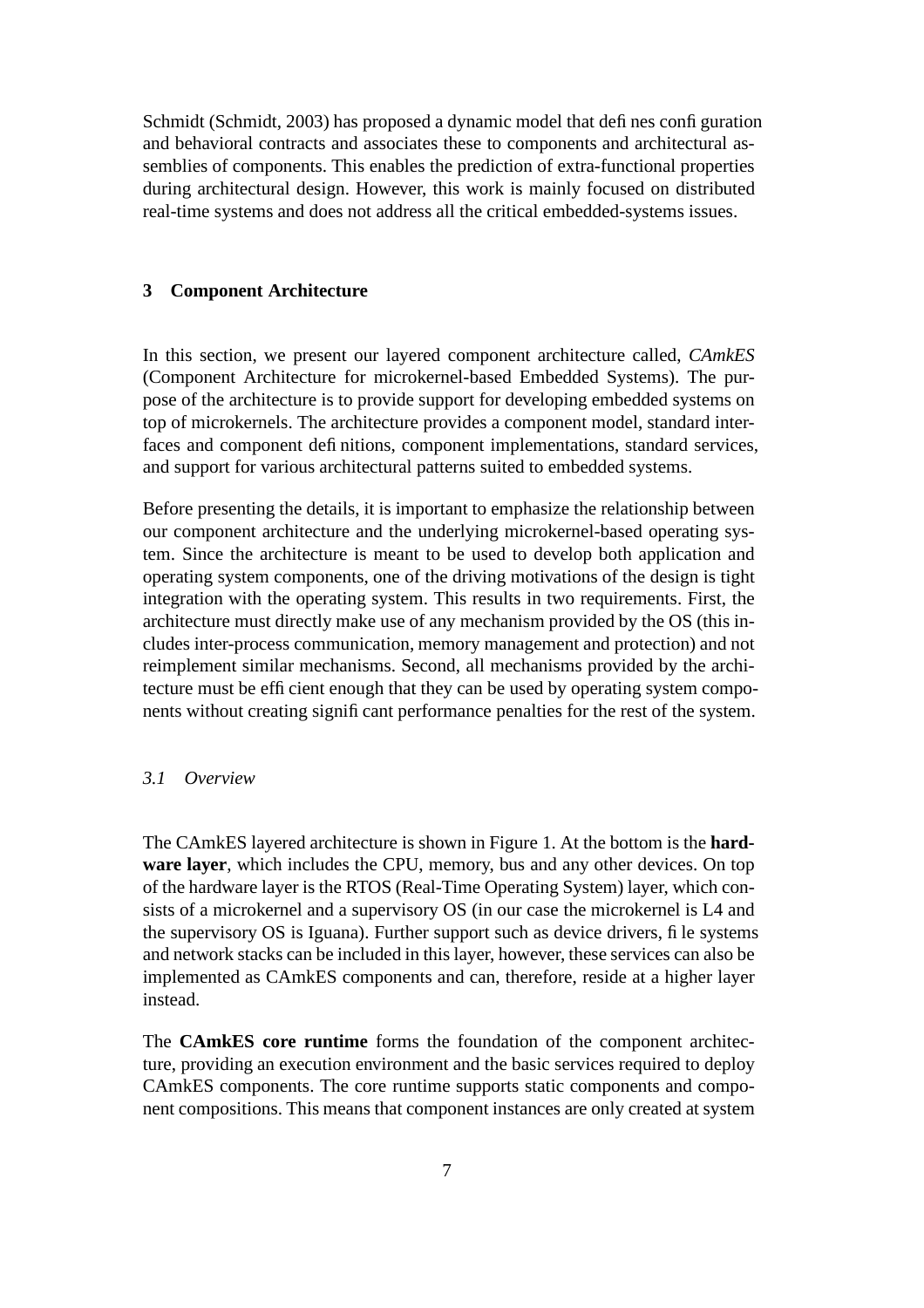Schmidt (Schmidt, 2003) has proposed a dynamic model that defines configuration and behavioral contracts and associates these to components and architectural assemblies of components. This enables the prediction of extra-functional properties during architectural design. However, this work is mainly focused on distributed real-time systems and does not address all the critical embedded-systems issues.

## 3 Component Architecture

In this section, we present our layered component architecture called, *CAmkES* (Component Architecture for microkernel-based Embedded Systems). The purpose of the architecture is to provide support for developing embedded systems on top of microkernels. The architecture provides a component model, standard interfaces and component definitions, component implementations, standard services, and support for various architectural patterns suited to embedded systems.

Before presenting the details, it is important to emphasize the relationship between our component architecture and the underlying microkernel-based operating system. Since the architecture is meant to be used to develop both application and operating system components, one of the driving motivations of the design is tight integration with the operating system. This results in two requirements. First, the architecture must directly make use of any mechanism provided by the OS (this includes inter-process communication, memory management and protection) and not reimplement similar mechanisms. Second, all mechanisms provided by the architecture must be efficient enough that they can be used by operating system components without creating significant performance penalties for the rest of the system.

### *3.1 Overview*

The CAmkES layered architecture is shown in Figure 1. At the bottom is the **hardware layer**, which includes the CPU, memory, bus and any other devices. On top of the hardware layer is the RTOS (Real-Time Operating System) layer, which consists of a microkernel and a supervisory OS (in our case the microkernel is L4 and the supervisory OS is Iguana). Further support such as device drivers, file systems and network stacks can be included in this layer, however, these services can also be implemented as CAmkES components and can, therefore, reside at a higher layer instead.

The **CAmkES core runtime** forms the foundation of the component architecture, providing an execution environment and the basic services required to deploy CAmkES components. The core runtime supports static components and component compositions. This means that component instances are only created at system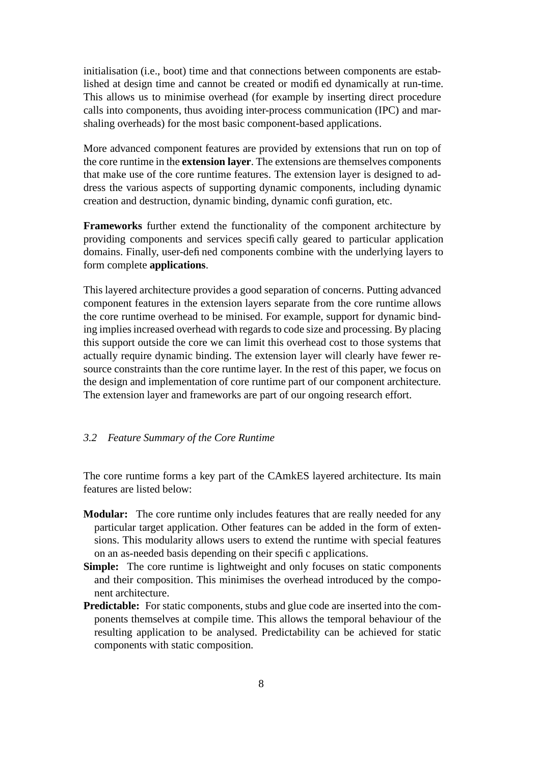initialisation (i.e., boot) time and that connections between components are established at design time and cannot be created or modified dynamically at run-time. This allows us to minimise overhead (for example by inserting direct procedure calls into components, thus avoiding inter-process communication (IPC) and marshaling overheads) for the most basic component-based applications.

More advanced component features are provided by extensions that run on top of the core runtime in the **extension layer**. The extensions are themselves components that make use of the core runtime features. The extension layer is designed to address the various aspects of supporting dynamic components, including dynamic creation and destruction, dynamic binding, dynamic configuration, etc.

**Frameworks** further extend the functionality of the component architecture by providing components and services specifically geared to particular application domains. Finally, user-defined components combine with the underlying layers to form complete **applications**.

This layered architecture provides a good separation of concerns. Putting advanced component features in the extension layers separate from the core runtime allows the core runtime overhead to be minised. For example, support for dynamic binding implies increased overhead with regards to code size and processing. By placing this support outside the core we can limit this overhead cost to those systems that actually require dynamic binding. The extension layer will clearly have fewer resource constraints than the core runtime layer. In the rest of this paper, we focus on the design and implementation of core runtime part of our component architecture. The extension layer and frameworks are part of our ongoing research effort.

### *3.2 Feature Summary of the Core Runtime*

The core runtime forms a key part of the CAmkES layered architecture. Its main features are listed below:

- **Modular:** The core runtime only includes features that are really needed for any particular target application. Other features can be added in the form of extensions. This modularity allows users to extend the runtime with special features on an as-needed basis depending on their specific applications.
- **Simple:** The core runtime is lightweight and only focuses on static components and their composition. This minimises the overhead introduced by the component architecture.
- **Predictable:** For static components, stubs and glue code are inserted into the components themselves at compile time. This allows the temporal behaviour of the resulting application to be analysed. Predictability can be achieved for static components with static composition.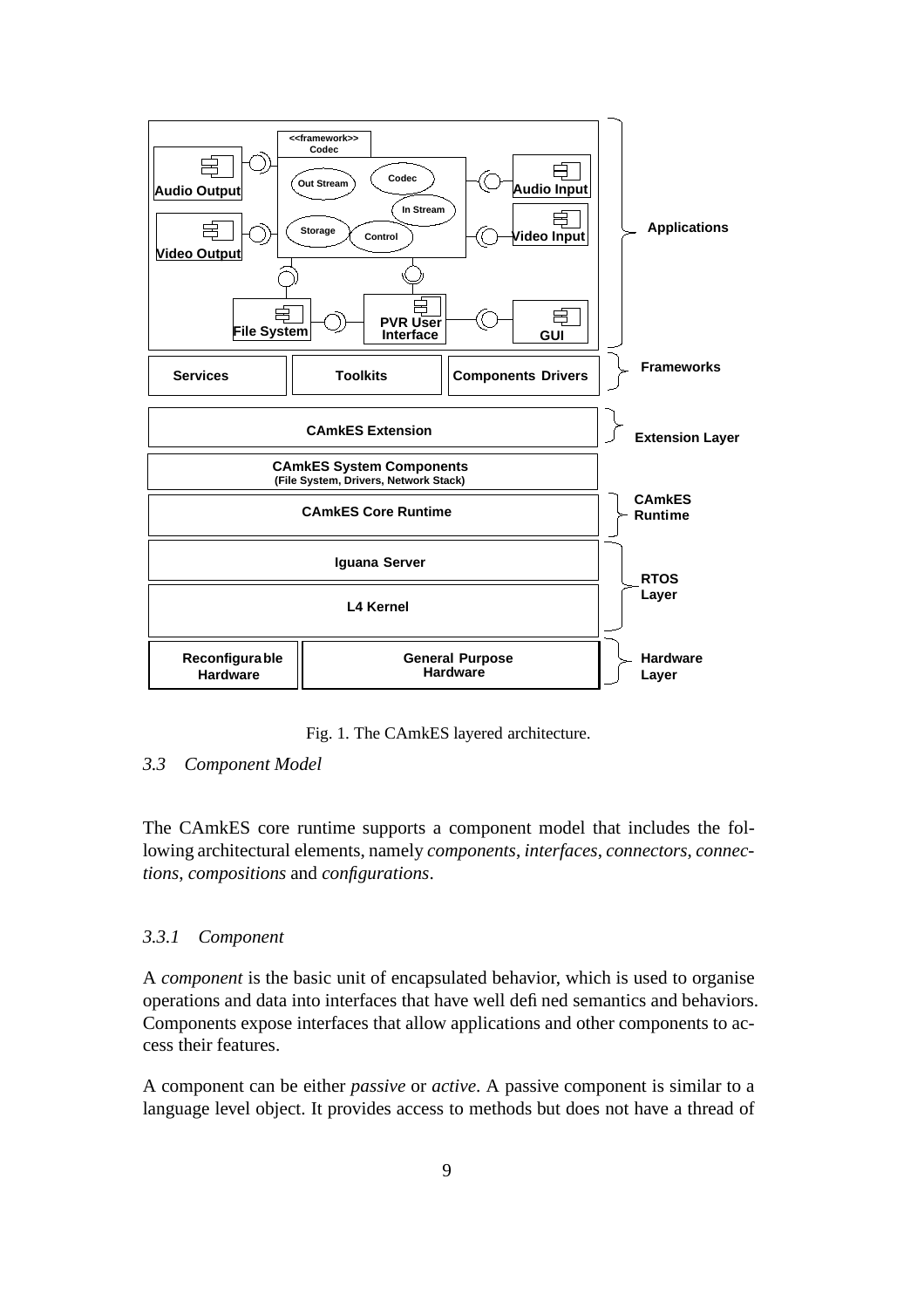Fig. 1. The CAmkES layered architecture.

### 3.3 Component Model

The CAmkES core runtime supports a component model that includes the following architectural elements, namely *components*, *interfaces*, *connectors*, *connections*, *compositions* and *configurations*.

#### 3.3.1 Component

A *component* is the basic unit of encapsulated behavior, which is used to organise operations and data into interfaces that have well defined semantics and behaviors. Components expose interfaces that allow applications and other components to access their features.

A component can be either *passive* or *active*. A passive component is similar to a language level object. It provides access to methods but does not have a thread of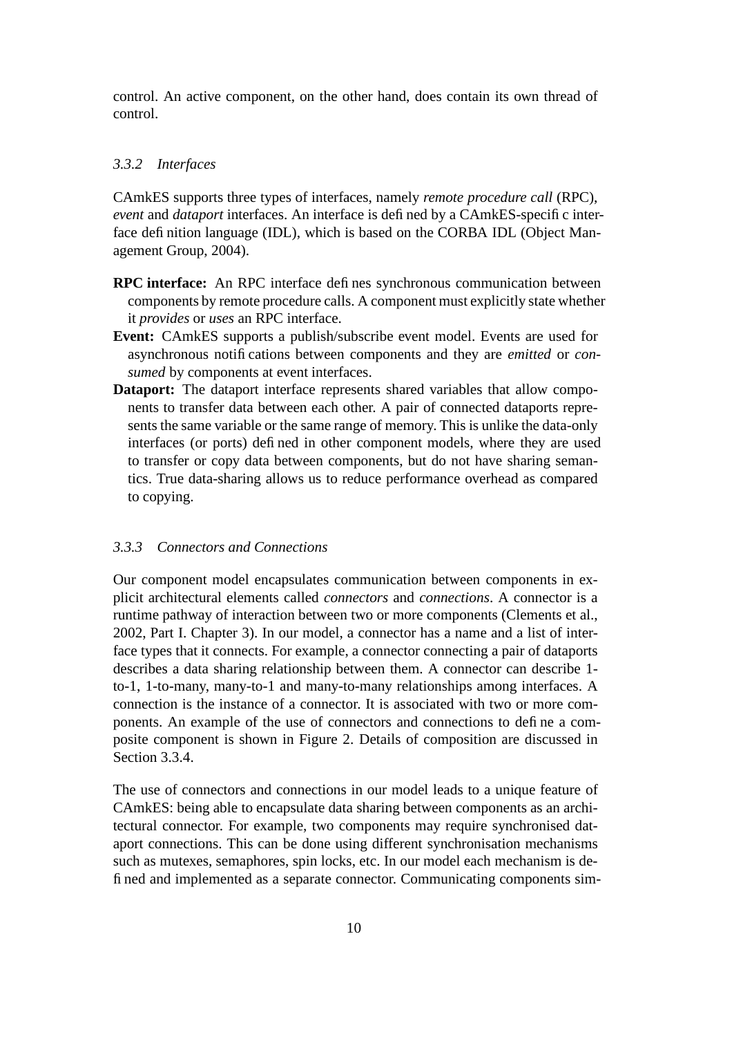control. An active component, on the other hand, does contain its own thread of control.

### 3.3.2 *Interfaces*

CAmkES supports three types of interfaces, namely *remote procedure call* (RPC), *event* and *dataport* interfaces. An interface is defined by a CAmkES-specific interface definition language (IDL), which is based on the CORBA IDL (Object Management Group, 2004).

- **RPC interface:** An RPC interface defines synchronous communication between components by remote procedure calls. A component must explicitly state whether it *provides* or *uses* an RPC interface.
- **Event:** CAmkES supports a publish/subscribe event model. Events are used for asynchronous notifications between components and they are *emitted* or *consumed* by components at event interfaces.
- **Dataport:** The dataport interface represents shared variables that allow components to transfer data between each other. A pair of connected dataports represents the same variable or the same range of memory. This is unlike the data-only interfaces (or ports) defined in other component models, where they are used to transfer or copy data between components, but do not have sharing semantics. True data-sharing allows us to reduce performance overhead as compared to copying.

### 3.3.3 *Connectors and Connections*

Our component model encapsulates communication between components in explicit architectural elements called *connectors* and *connections*. A connector is a runtime pathway of interaction between two or more components (Clements et al., 2002, Part I. Chapter 3). In our model, a connector has a name and a list of interface types that it connects. For example, a connector connecting a pair of dataports describes a data sharing relationship between them. A connector can describe 1-to-1, 1-to-many, many-to-1 and many-to-many relationships among interfaces. A connection is the instance of a connector. It is associated with two or more components. An example of the use of connectors and connections to define a composite component is shown in Figure 2. Details of composition are discussed in Section 3.3.4.

The use of connectors and connections in our model leads to a unique feature of CAmkES: being able to encapsulate data sharing between components as an architectural connector. For example, two components may require synchronised dataport connections. This can be done using different synchronisation mechanisms such as mutexes, semaphores, spin locks, etc. In our model each mechanism is defined and implemented as a separate connector. Communicating components sim-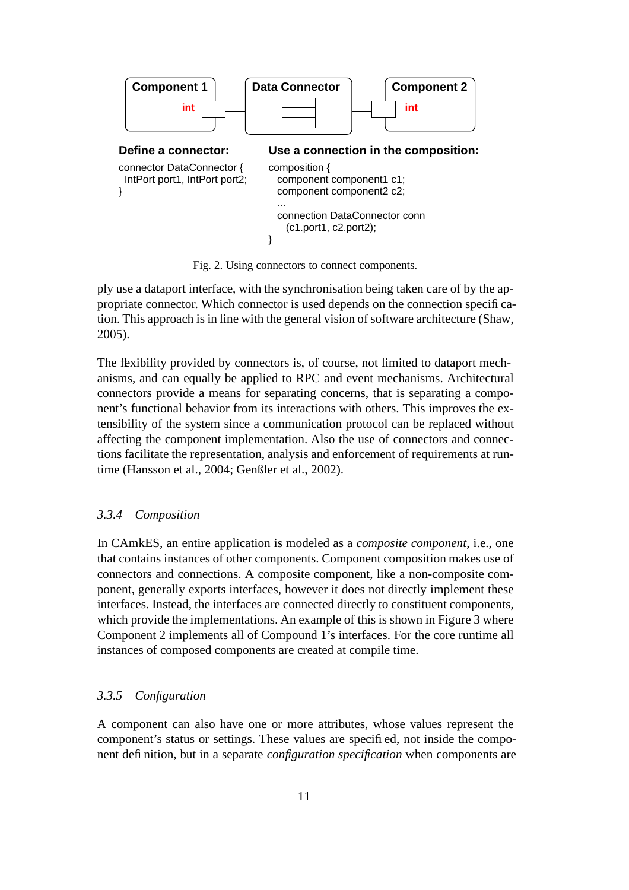**Component 1** int — **Data Connector** — int **Component 2**

**Define a connector:**

```
connector DataConnector {
  IntPort port1, IntPort port2;
}
```

**Use a connection in the composition:**

```
composition {
  component component1 c1;
  component component2 c2;
  ...
  connection DataConnector conn
    (c1.port1, c2.port2);
}
```

Fig. 2. Using connectors to connect components.

ply use a dataport interface, with the synchronisation being taken care of by the appropriate connector. Which connector is used depends on the connection specification. This approach is in line with the general vision of software architecture (Shaw, 2005).

The flexibility provided by connectors is, of course, not limited to dataport mechanisms, and can equally be applied to RPC and event mechanisms. Architectural connectors provide a means for separating concerns, that is separating a component's functional behavior from its interactions with others. This improves the extensibility of the system since a communication protocol can be replaced without affecting the component implementation. Also the use of connectors and connections facilitate the representation, analysis and enforcement of requirements at runtime (Hansson et al., 2004; Genßler et al., 2002).

### *3.3.4 Composition*

In CAmkES, an entire application is modeled as a *composite component*, i.e., one that contains instances of other components. Component composition makes use of connectors and connections. A composite component, like a non-composite component, generally exports interfaces, however it does not directly implement these interfaces. Instead, the interfaces are connected directly to constituent components, which provide the implementations. An example of this is shown in Figure 3 where Component 2 implements all of Compound 1's interfaces. For the core runtime all instances of composed components are created at compile time.

### *3.3.5 Configuration*

A component can also have one or more attributes, whose values represent the component's status or settings. These values are specified, not inside the component definition, but in a separate *configuration specification* when components are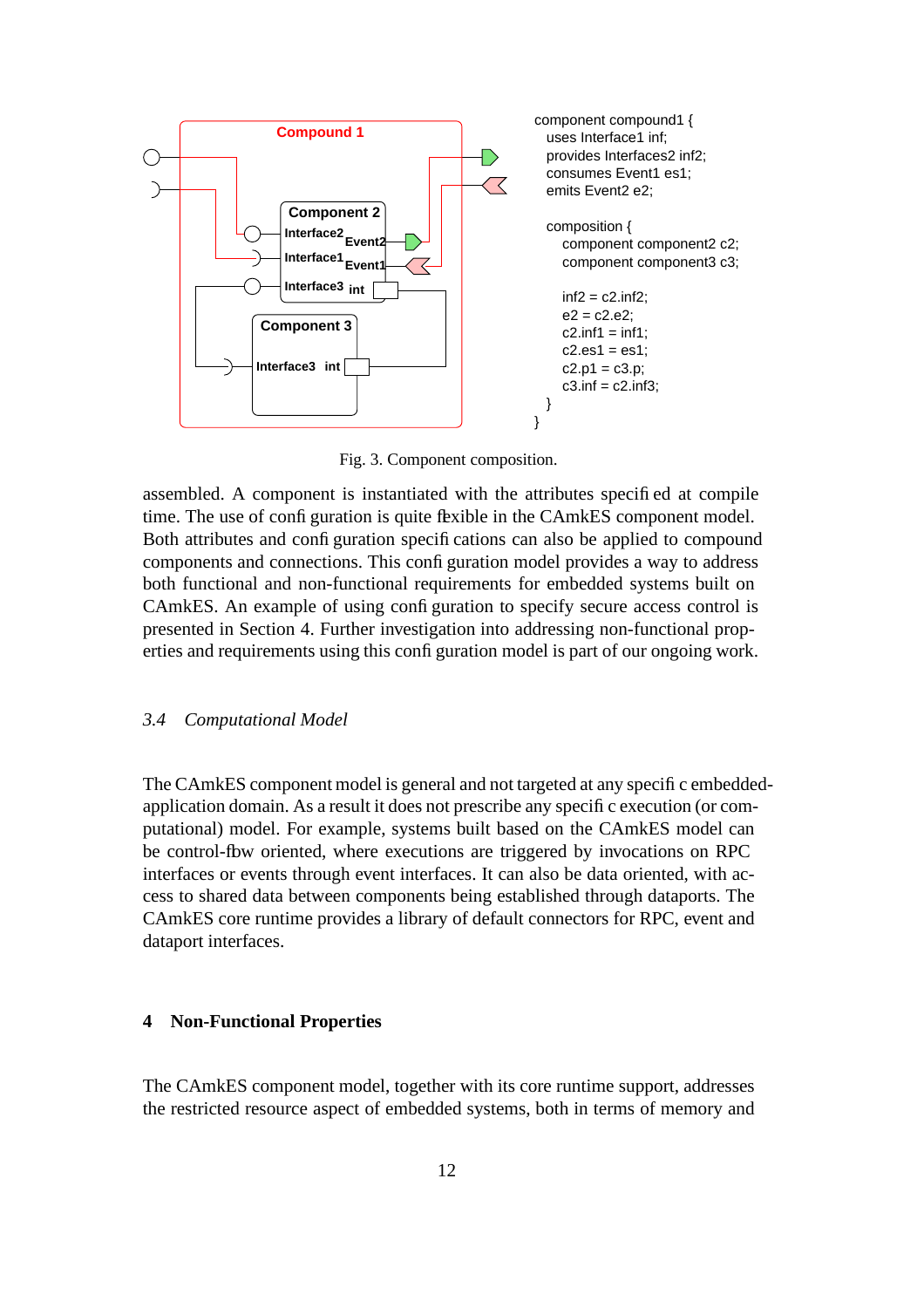Compound 1

Component 2

Interface2 Event2

Interface1 Event1

Interface3 int

Component 3

Interface3 int

```
component compound1 {
  uses Interface1 inf;
  provides Interfaces2 inf2;
  consumes Event1 es1;
  emits Event2 e2;

  composition {
    component component2 c2;
    component component3 c3;

    inf2 = c2.inf2;
    e2 = c2.e2;
    c2.inf1 = inf1;
    c2.es1 = es1;
    c2.p1 = c3.p;
    c3.inf = c2.inf3;
  }
}
```

Fig. 3. Component composition.

assembled. A component is instantiated with the attributes specified at compile time. The use of configuration is quite flexible in the CAmkES component model. Both attributes and configuration specifications can also be applied to compound components and connections. This configuration model provides a way to address both functional and non-functional requirements for embedded systems built on CAmkES. An example of using configuration to specify secure access control is presented in Section 4. Further investigation into addressing non-functional properties and requirements using this configuration model is part of our ongoing work.

### *3.4 Computational Model*

The CAmkES component model is general and not targeted at any specific embedded-application domain. As a result it does not prescribe any specific execution (or computational) model. For example, systems built based on the CAmkES model can be control-flow oriented, where executions are triggered by invocations on RPC interfaces or events through event interfaces. It can also be data oriented, with access to shared data between components being established through dataports. The CAmkES core runtime provides a library of default connectors for RPC, event and dataport interfaces.

## 4 Non-Functional Properties

The CAmkES component model, together with its core runtime support, addresses the restricted resource aspect of embedded systems, both in terms of memory and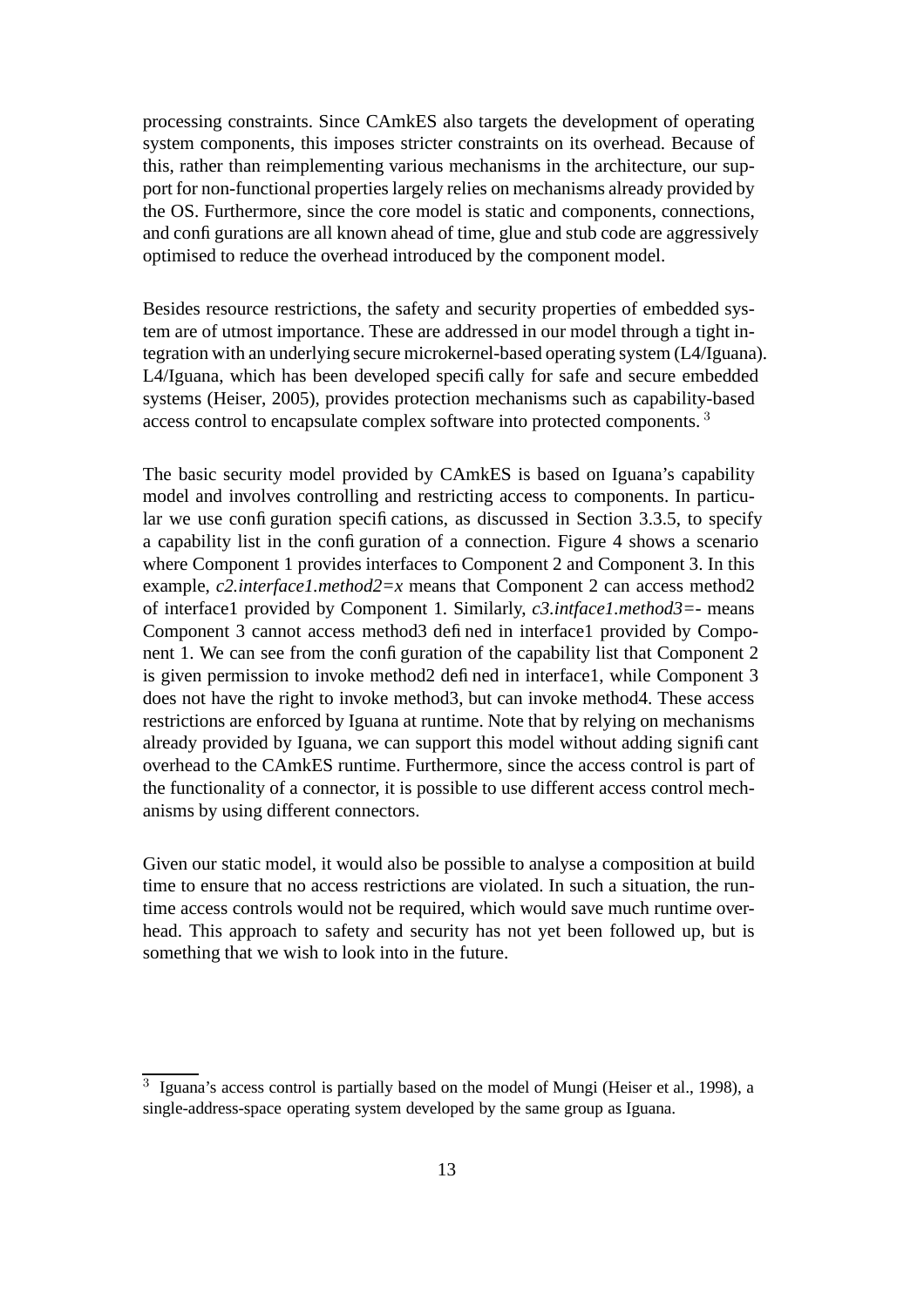processing constraints. Since CAmkES also targets the development of operating system components, this imposes stricter constraints on its overhead. Because of this, rather than reimplementing various mechanisms in the architecture, our support for non-functional properties largely relies on mechanisms already provided by the OS. Furthermore, since the core model is static and components, connections, and configurations are all known ahead of time, glue and stub code are aggressively optimised to reduce the overhead introduced by the component model.

Besides resource restrictions, the safety and security properties of embedded system are of utmost importance. These are addressed in our model through a tight integration with an underlying secure microkernel-based operating system (L4/Iguana). L4/Iguana, which has been developed specifically for safe and secure embedded systems (Heiser, 2005), provides protection mechanisms such as capability-based access control to encapsulate complex software into protected components. [3]

The basic security model provided by CAmkES is based on Iguana's capability model and involves controlling and restricting access to components. In particular we use configuration specifications, as discussed in Section 3.3.5, to specify a capability list in the configuration of a connection. Figure 4 shows a scenario where Component 1 provides interfaces to Component 2 and Component 3. In this example, *c2.interface1.method2=x* means that Component 2 can access method2 of interface1 provided by Component 1. Similarly, *c3.intface1.method3=-* means Component 3 cannot access method3 defined in interface1 provided by Component 1. We can see from the configuration of the capability list that Component 2 is given permission to invoke method2 defined in interface1, while Component 3 does not have the right to invoke method3, but can invoke method4. These access restrictions are enforced by Iguana at runtime. Note that by relying on mechanisms already provided by Iguana, we can support this model without adding significant overhead to the CAmkES runtime. Furthermore, since the access control is part of the functionality of a connector, it is possible to use different access control mechanisms by using different connectors.

Given our static model, it would also be possible to analyse a composition at build time to ensure that no access restrictions are violated. In such a situation, the runtime access controls would not be required, which would save much runtime overhead. This approach to safety and security has not yet been followed up, but is something that we wish to look into in the future.

---

[3] Iguana's access control is partially based on the model of Mungi (Heiser et al., 1998), a single-address-space operating system developed by the same group as Iguana.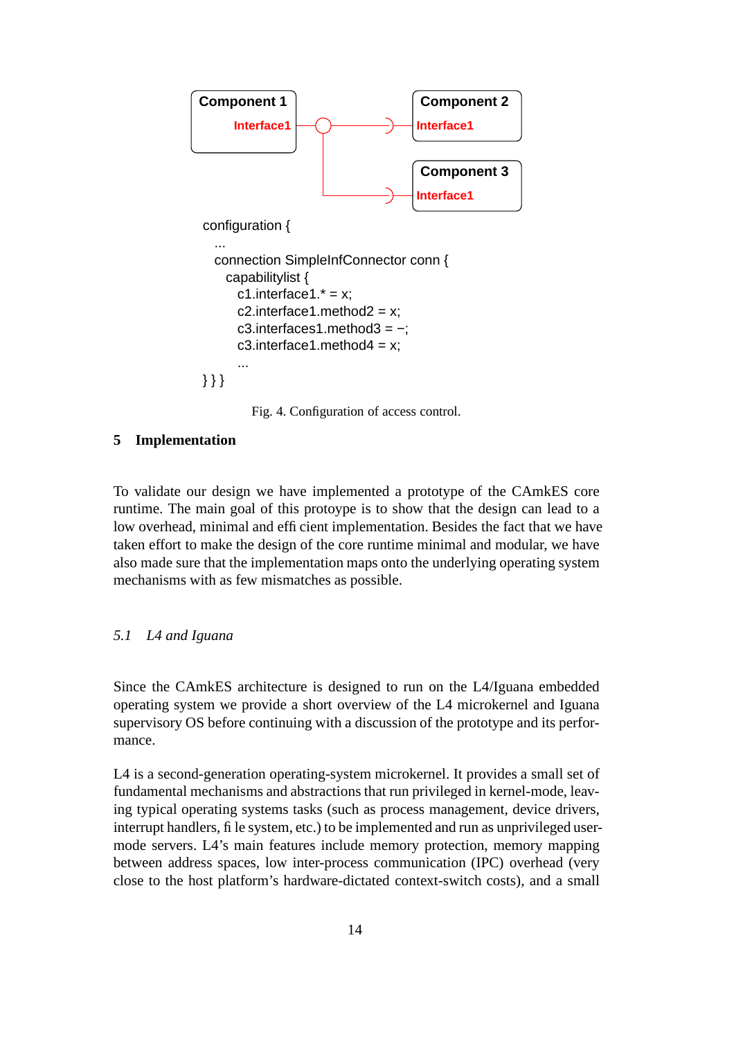Component 1 — Interface1 → Component 2 — Interface1
Component 1 — Interface1 → Component 3 — Interface1

```
configuration {
  ...
  connection SimpleInfConnector conn {
    capabilitylist {
      c1.interface1.* = x;
      c2.interface1.method2 = x;
      c3.interfaces1.method3 = −;
      c3.interface1.method4 = x;
      ...
}}}
```

Fig. 4. Configuration of access control.

## 5 Implementation

To validate our design we have implemented a prototype of the CAmkES core runtime. The main goal of this protoype is to show that the design can lead to a low overhead, minimal and efficient implementation. Besides the fact that we have taken effort to make the design of the core runtime minimal and modular, we have also made sure that the implementation maps onto the underlying operating system mechanisms with as few mismatches as possible.

### *5.1 L4 and Iguana*

Since the CAmkES architecture is designed to run on the L4/Iguana embedded operating system we provide a short overview of the L4 microkernel and Iguana supervisory OS before continuing with a discussion of the prototype and its performance.

L4 is a second-generation operating-system microkernel. It provides a small set of fundamental mechanisms and abstractions that run privileged in kernel-mode, leaving typical operating systems tasks (such as process management, device drivers, interrupt handlers, file system, etc.) to be implemented and run as unprivileged user-mode servers. L4's main features include memory protection, memory mapping between address spaces, low inter-process communication (IPC) overhead (very close to the host platform's hardware-dictated context-switch costs), and a small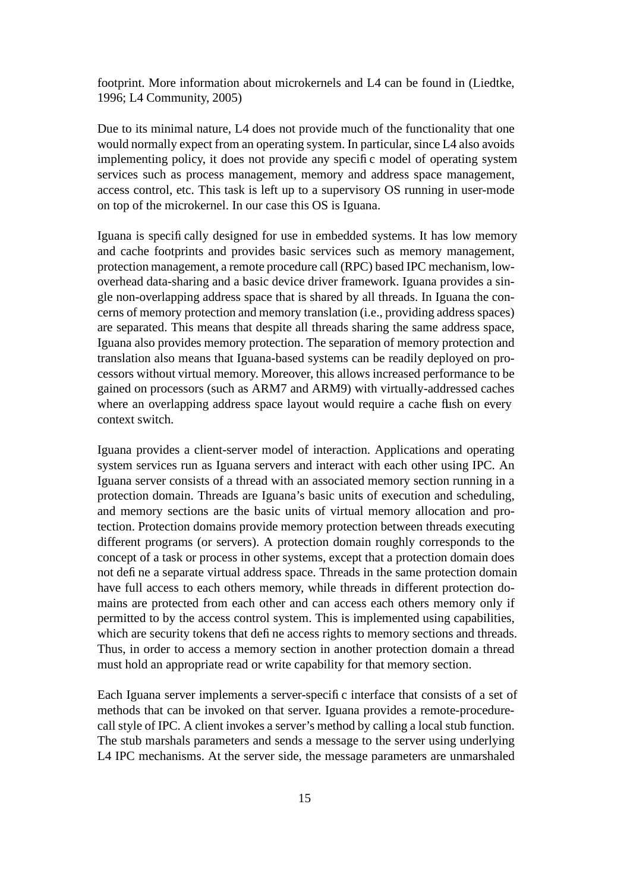footprint. More information about microkernels and L4 can be found in (Liedtke, 1996; L4 Community, 2005)

Due to its minimal nature, L4 does not provide much of the functionality that one would normally expect from an operating system. In particular, since L4 also avoids implementing policy, it does not provide any specific model of operating system services such as process management, memory and address space management, access control, etc. This task is left up to a supervisory OS running in user-mode on top of the microkernel. In our case this OS is Iguana.

Iguana is specifically designed for use in embedded systems. It has low memory and cache footprints and provides basic services such as memory management, protection management, a remote procedure call (RPC) based IPC mechanism, low-overhead data-sharing and a basic device driver framework. Iguana provides a single non-overlapping address space that is shared by all threads. In Iguana the concerns of memory protection and memory translation (i.e., providing address spaces) are separated. This means that despite all threads sharing the same address space, Iguana also provides memory protection. The separation of memory protection and translation also means that Iguana-based systems can be readily deployed on processors without virtual memory. Moreover, this allows increased performance to be gained on processors (such as ARM7 and ARM9) with virtually-addressed caches where an overlapping address space layout would require a cache flush on every context switch.

Iguana provides a client-server model of interaction. Applications and operating system services run as Iguana servers and interact with each other using IPC. An Iguana server consists of a thread with an associated memory section running in a protection domain. Threads are Iguana's basic units of execution and scheduling, and memory sections are the basic units of virtual memory allocation and protection. Protection domains provide memory protection between threads executing different programs (or servers). A protection domain roughly corresponds to the concept of a task or process in other systems, except that a protection domain does not define a separate virtual address space. Threads in the same protection domain have full access to each others memory, while threads in different protection domains are protected from each other and can access each others memory only if permitted to by the access control system. This is implemented using capabilities, which are security tokens that define access rights to memory sections and threads. Thus, in order to access a memory section in another protection domain a thread must hold an appropriate read or write capability for that memory section.

Each Iguana server implements a server-specific interface that consists of a set of methods that can be invoked on that server. Iguana provides a remote-procedure-call style of IPC. A client invokes a server's method by calling a local stub function. The stub marshals parameters and sends a message to the server using underlying L4 IPC mechanisms. At the server side, the message parameters are unmarshaled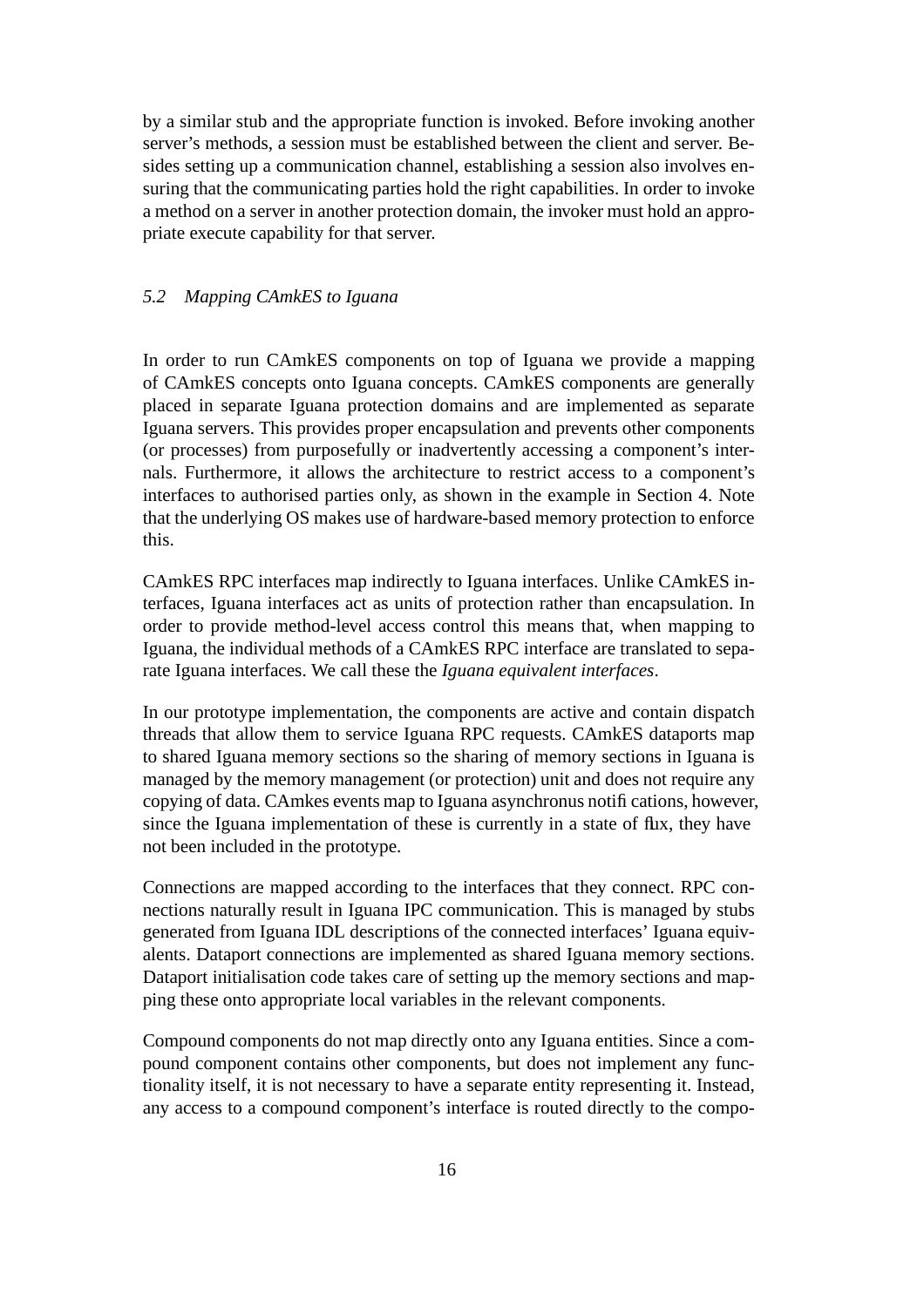by a similar stub and the appropriate function is invoked. Before invoking another server's methods, a session must be established between the client and server. Besides setting up a communication channel, establishing a session also involves ensuring that the communicating parties hold the right capabilities. In order to invoke a method on a server in another protection domain, the invoker must hold an appropriate execute capability for that server.

### *5.2 Mapping CAmkES to Iguana*

In order to run CAmkES components on top of Iguana we provide a mapping of CAmkES concepts onto Iguana concepts. CAmkES components are generally placed in separate Iguana protection domains and are implemented as separate Iguana servers. This provides proper encapsulation and prevents other components (or processes) from purposefully or inadvertently accessing a component's internals. Furthermore, it allows the architecture to restrict access to a component's interfaces to authorised parties only, as shown in the example in Section 4. Note that the underlying OS makes use of hardware-based memory protection to enforce this.

CAmkES RPC interfaces map indirectly to Iguana interfaces. Unlike CAmkES interfaces, Iguana interfaces act as units of protection rather than encapsulation. In order to provide method-level access control this means that, when mapping to Iguana, the individual methods of a CAmkES RPC interface are translated to separate Iguana interfaces. We call these the *Iguana equivalent interfaces*.

In our prototype implementation, the components are active and contain dispatch threads that allow them to service Iguana RPC requests. CAmkES dataports map to shared Iguana memory sections so the sharing of memory sections in Iguana is managed by the memory management (or protection) unit and does not require any copying of data. CAmkes events map to Iguana asynchronus notifications, however, since the Iguana implementation of these is currently in a state of flux, they have not been included in the prototype.

Connections are mapped according to the interfaces that they connect. RPC connections naturally result in Iguana IPC communication. This is managed by stubs generated from Iguana IDL descriptions of the connected interfaces' Iguana equivalents. Dataport connections are implemented as shared Iguana memory sections. Dataport initialisation code takes care of setting up the memory sections and mapping these onto appropriate local variables in the relevant components.

Compound components do not map directly onto any Iguana entities. Since a compound component contains other components, but does not implement any functionality itself, it is not necessary to have a separate entity representing it. Instead, any access to a compound component's interface is routed directly to the compo-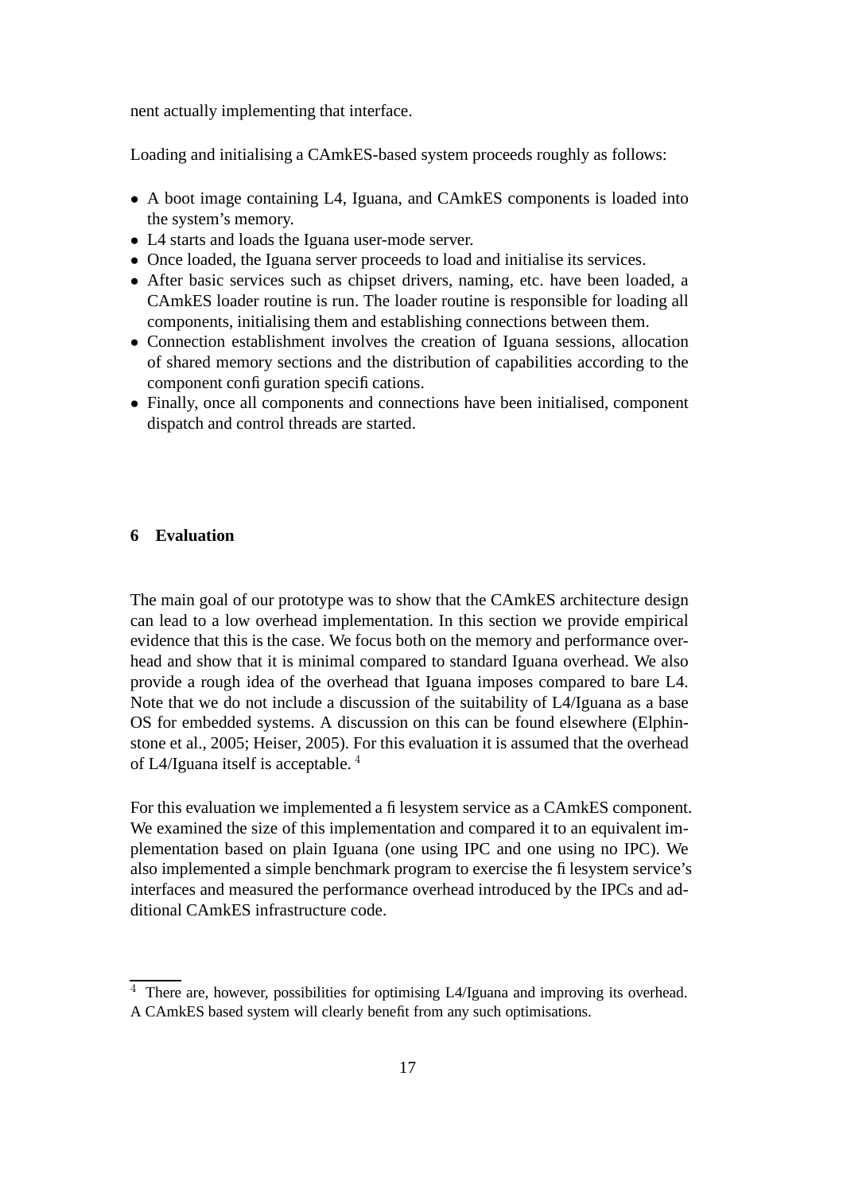nent actually implementing that interface.

Loading and initialising a CAmkES-based system proceeds roughly as follows:

- A boot image containing L4, Iguana, and CAmkES components is loaded into the system's memory.
- L4 starts and loads the Iguana user-mode server.
- Once loaded, the Iguana server proceeds to load and initialise its services.
- After basic services such as chipset drivers, naming, etc. have been loaded, a CAmkES loader routine is run. The loader routine is responsible for loading all components, initialising them and establishing connections between them.
- Connection establishment involves the creation of Iguana sessions, allocation of shared memory sections and the distribution of capabilities according to the component configuration specifications.
- Finally, once all components and connections have been initialised, component dispatch and control threads are started.

## 6 Evaluation

The main goal of our prototype was to show that the CAmkES architecture design can lead to a low overhead implementation. In this section we provide empirical evidence that this is the case. We focus both on the memory and performance overhead and show that it is minimal compared to standard Iguana overhead. We also provide a rough idea of the overhead that Iguana imposes compared to bare L4. Note that we do not include a discussion of the suitability of L4/Iguana as a base OS for embedded systems. A discussion on this can be found elsewhere (Elphinstone et al., 2005; Heiser, 2005). For this evaluation it is assumed that the overhead of L4/Iguana itself is acceptable. [4]

For this evaluation we implemented a filesystem service as a CAmkES component. We examined the size of this implementation and compared it to an equivalent implementation based on plain Iguana (one using IPC and one using no IPC). We also implemented a simple benchmark program to exercise the filesystem service's interfaces and measured the performance overhead introduced by the IPCs and additional CAmkES infrastructure code.

[4] There are, however, possibilities for optimising L4/Iguana and improving its overhead. A CAmkES based system will clearly benefit from any such optimisations.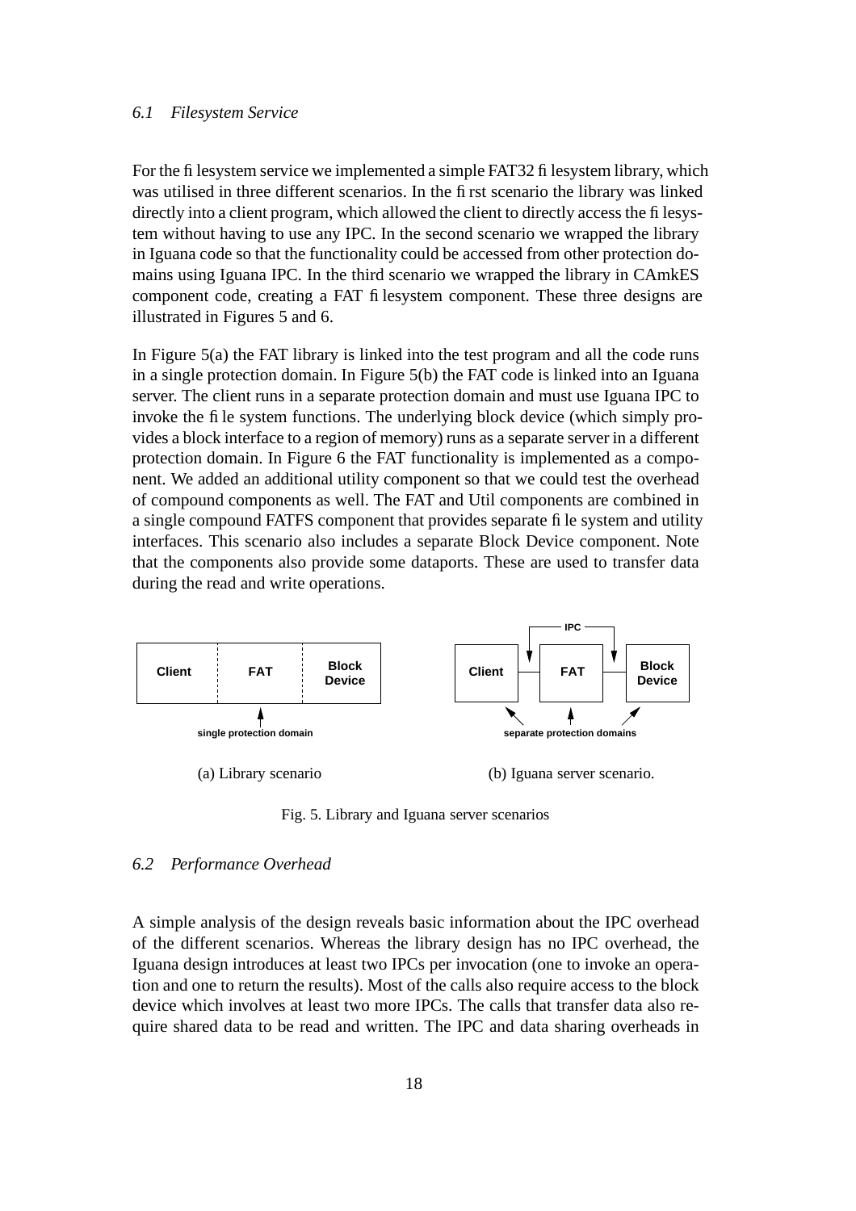### 6.1 Filesystem Service

For the filesystem service we implemented a simple FAT32 filesystem library, which was utilised in three different scenarios. In the first scenario the library was linked directly into a client program, which allowed the client to directly access the filesystem without having to use any IPC. In the second scenario we wrapped the library in Iguana code so that the functionality could be accessed from other protection domains using Iguana IPC. In the third scenario we wrapped the library in CAmkES component code, creating a FAT filesystem component. These three designs are illustrated in Figures 5 and 6.

In Figure 5(a) the FAT library is linked into the test program and all the code runs in a single protection domain. In Figure 5(b) the FAT code is linked into an Iguana server. The client runs in a separate protection domain and must use Iguana IPC to invoke the file system functions. The underlying block device (which simply provides a block interface to a region of memory) runs as a separate server in a different protection domain. In Figure 6 the FAT functionality is implemented as a component. We added an additional utility component so that we could test the overhead of compound components as well. The FAT and Util components are combined in a single compound FATFS component that provides separate file system and utility interfaces. This scenario also includes a separate Block Device component. Note that the components also provide some dataports. These are used to transfer data during the read and write operations.

(a) Library scenario

(b) Iguana server scenario.

Fig. 5. Library and Iguana server scenarios

### 6.2 Performance Overhead

A simple analysis of the design reveals basic information about the IPC overhead of the different scenarios. Whereas the library design has no IPC overhead, the Iguana design introduces at least two IPCs per invocation (one to invoke an operation and one to return the results). Most of the calls also require access to the block device which involves at least two more IPCs. The calls that transfer data also require shared data to be read and written. The IPC and data sharing overheads in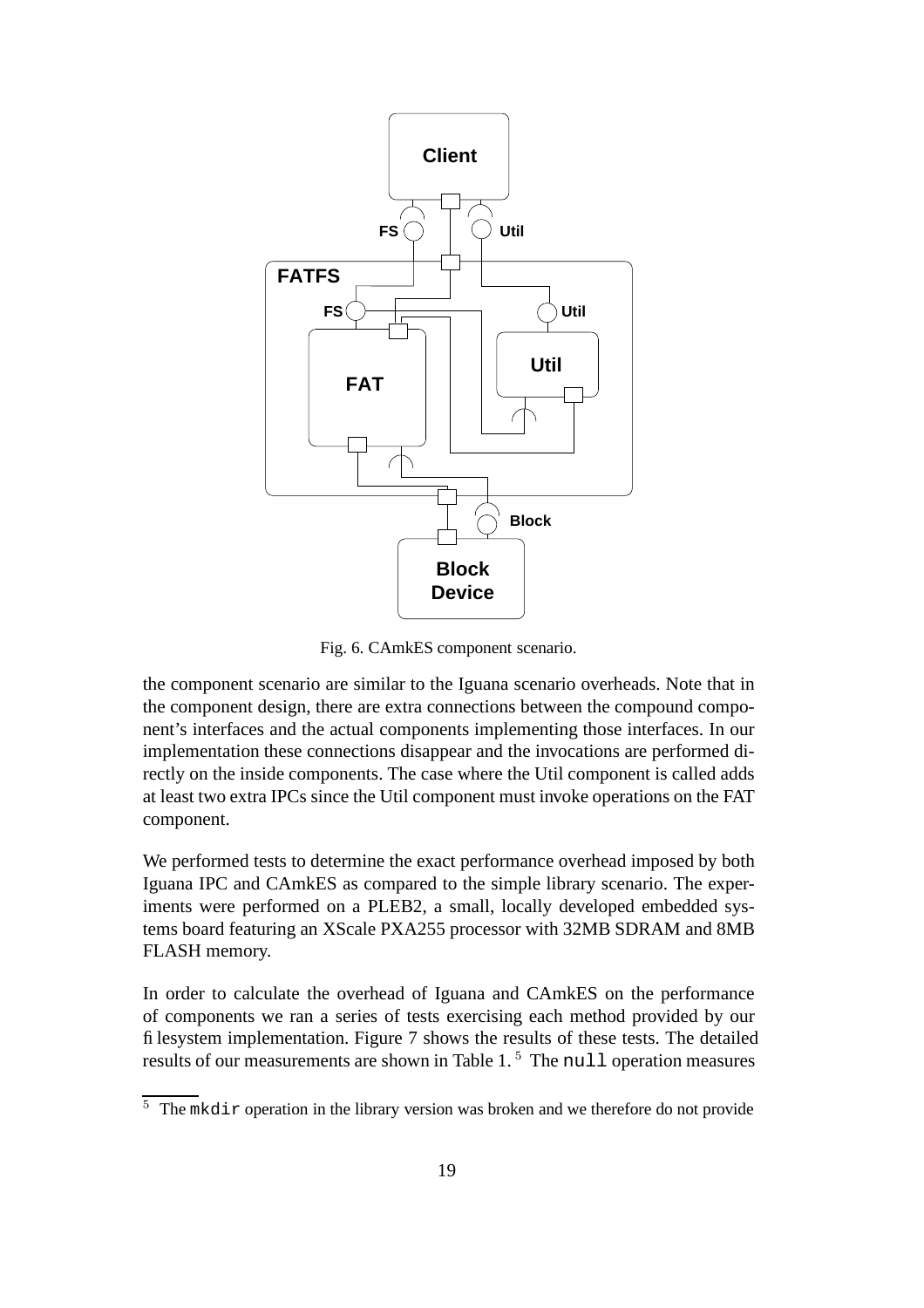Fig. 6. CAmkES component scenario.

the component scenario are similar to the Iguana scenario overheads. Note that in the component design, there are extra connections between the compound component's interfaces and the actual components implementing those interfaces. In our implementation these connections disappear and the invocations are performed directly on the inside components. The case where the Util component is called adds at least two extra IPCs since the Util component must invoke operations on the FAT component.

We performed tests to determine the exact performance overhead imposed by both Iguana IPC and CAmkES as compared to the simple library scenario. The experiments were performed on a PLEB2, a small, locally developed embedded systems board featuring an XScale PXA255 processor with 32MB SDRAM and 8MB FLASH memory.

In order to calculate the overhead of Iguana and CAmkES on the performance of components we ran a series of tests exercising each method provided by our filesystem implementation. Figure 7 shows the results of these tests. The detailed results of our measurements are shown in Table 1. [5] The `null` operation measures

[5] The `mkdir` operation in the library version was broken and we therefore do not provide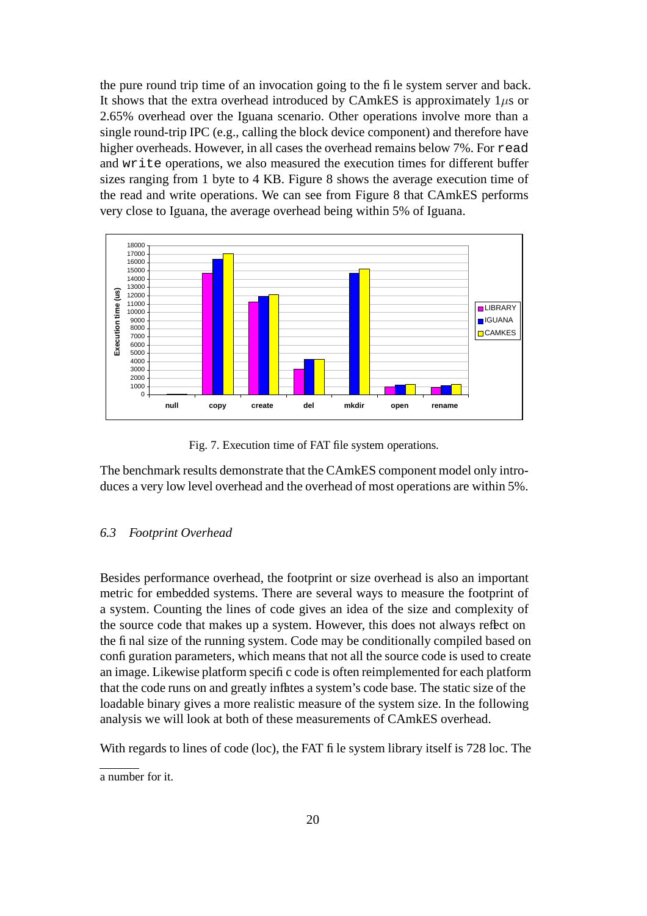the pure round trip time of an invocation going to the file system server and back. It shows that the extra overhead introduced by CAmkES is approximately 1$\mu$s or 2.65% overhead over the Iguana scenario. Other operations involve more than a single round-trip IPC (e.g., calling the block device component) and therefore have higher overheads. However, in all cases the overhead remains below 7%. For `read` and `write` operations, we also measured the execution times for different buffer sizes ranging from 1 byte to 4 KB. Figure 8 shows the average execution time of the read and write operations. We can see from Figure 8 that CAmkES performs very close to Iguana, the average overhead being within 5% of Iguana.

Fig. 7. Execution time of FAT file system operations.

The benchmark results demonstrate that the CAmkES component model only introduces a very low level overhead and the overhead of most operations are within 5%.

### *6.3 Footprint Overhead*

Besides performance overhead, the footprint or size overhead is also an important metric for embedded systems. There are several ways to measure the footprint of a system. Counting the lines of code gives an idea of the size and complexity of the source code that makes up a system. However, this does not always reflect on the final size of the running system. Code may be conditionally compiled based on configuration parameters, which means that not all the source code is used to create an image. Likewise platform specific code is often reimplemented for each platform that the code runs on and greatly inflates a system's code base. The static size of the loadable binary gives a more realistic measure of the system size. In the following analysis we will look at both of these measurements of CAmkES overhead.

With regards to lines of code (loc), the FAT file system library itself is 728 loc. The

a number for it.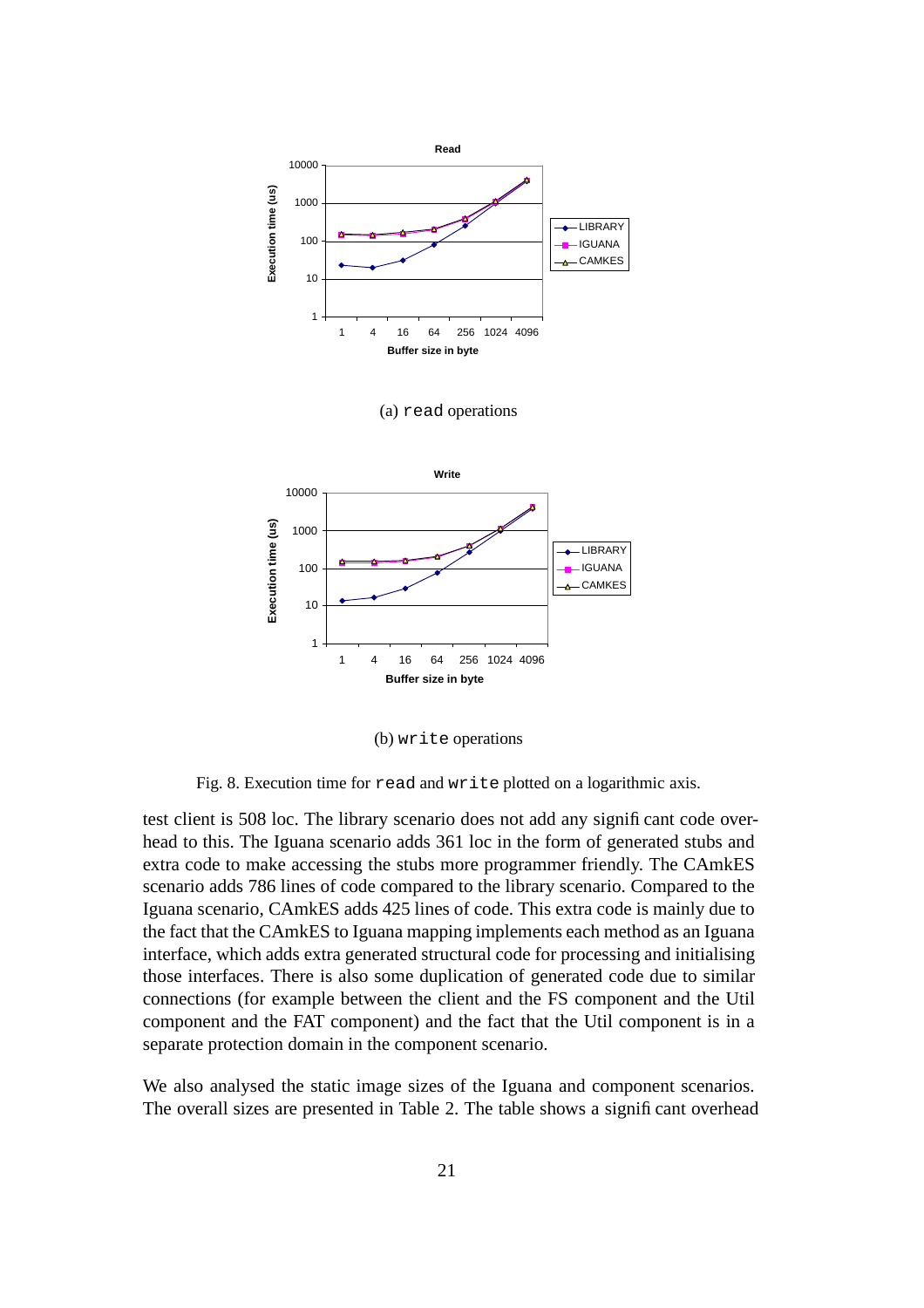(a) `read` operations

(b) `write` operations

Fig. 8. Execution time for `read` and `write` plotted on a logarithmic axis.

test client is 508 loc. The library scenario does not add any significant code overhead to this. The Iguana scenario adds 361 loc in the form of generated stubs and extra code to make accessing the stubs more programmer friendly. The CAmkES scenario adds 786 lines of code compared to the library scenario. Compared to the Iguana scenario, CAmkES adds 425 lines of code. This extra code is mainly due to the fact that the CAmkES to Iguana mapping implements each method as an Iguana interface, which adds extra generated structural code for processing and initialising those interfaces. There is also some duplication of generated code due to similar connections (for example between the client and the FS component and the Util component and the FAT component) and the fact that the Util component is in a separate protection domain in the component scenario.

We also analysed the static image sizes of the Iguana and component scenarios. The overall sizes are presented in Table 2. The table shows a significant overhead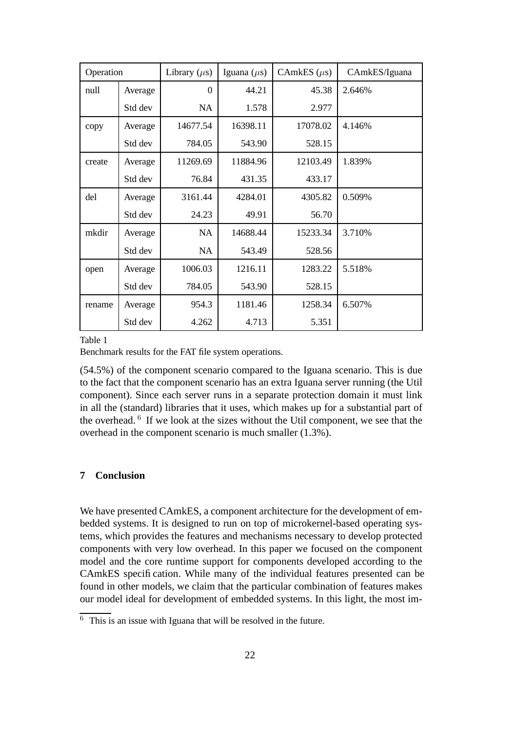| Operation | | Library ($\mu$s) | Iguana ($\mu$s) | CAmkES ($\mu$s) | CAmkES/Iguana |
|---|---|---|---|---|---|
| null | Average | 0 | 44.21 | 45.38 | 2.646% |
| | Std dev | NA | 1.578 | 2.977 | |
| copy | Average | 14677.54 | 16398.11 | 17078.02 | 4.146% |
| | Std dev | 784.05 | 543.90 | 528.15 | |
| create | Average | 11269.69 | 11884.96 | 12103.49 | 1.839% |
| | Std dev | 76.84 | 431.35 | 433.17 | |
| del | Average | 3161.44 | 4284.01 | 4305.82 | 0.509% |
| | Std dev | 24.23 | 49.91 | 56.70 | |
| mkdir | Average | NA | 14688.44 | 15233.34 | 3.710% |
| | Std dev | NA | 543.49 | 528.56 | |
| open | Average | 1006.03 | 1216.11 | 1283.22 | 5.518% |
| | Std dev | 784.05 | 543.90 | 528.15 | |
| rename | Average | 954.3 | 1181.46 | 1258.34 | 6.507% |
| | Std dev | 4.262 | 4.713 | 5.351 | |

Table 1

Benchmark results for the FAT file system operations.

(54.5%) of the component scenario compared to the Iguana scenario. This is due to the fact that the component scenario has an extra Iguana server running (the Util component). Since each server runs in a separate protection domain it must link in all the (standard) libraries that it uses, which makes up for a substantial part of the overhead. [6] If we look at the sizes without the Util component, we see that the overhead in the component scenario is much smaller (1.3%).

## 7 Conclusion

We have presented CAmkES, a component architecture for the development of embedded systems. It is designed to run on top of microkernel-based operating systems, which provides the features and mechanisms necessary to develop protected components with very low overhead. In this paper we focused on the component model and the core runtime support for components developed according to the CAmkES specification. While many of the individual features presented can be found in other models, we claim that the particular combination of features makes our model ideal for development of embedded systems. In this light, the most im-

[6] This is an issue with Iguana that will be resolved in the future.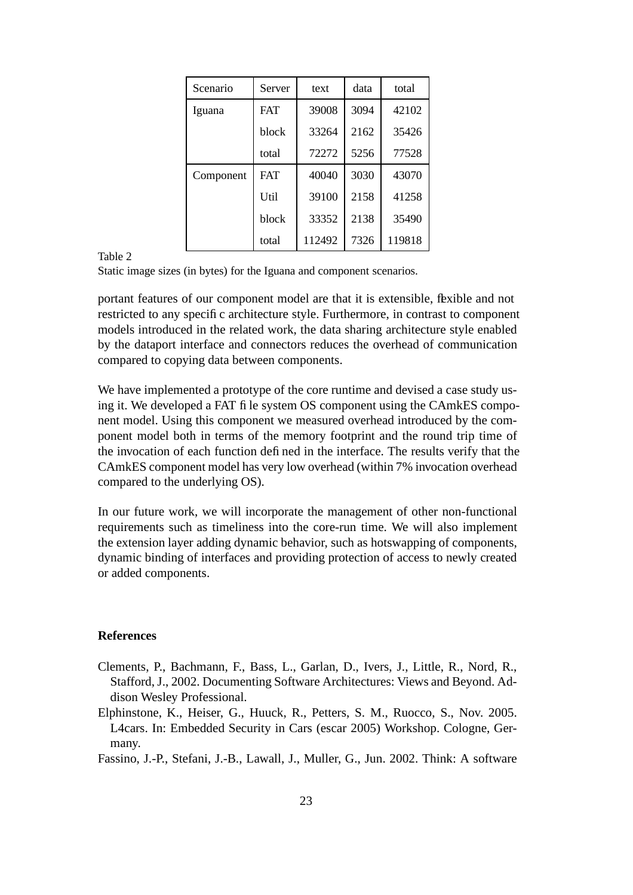| Scenario | Server | text | data | total |
|---|---|---|---|---|
| Iguana | FAT | 39008 | 3094 | 42102 |
| | block | 33264 | 2162 | 35426 |
| | total | 72272 | 5256 | 77528 |
| Component | FAT | 40040 | 3030 | 43070 |
| | Util | 39100 | 2158 | 41258 |
| | block | 33352 | 2138 | 35490 |
| | total | 112492 | 7326 | 119818 |

Table 2
Static image sizes (in bytes) for the Iguana and component scenarios.

portant features of our component model are that it is extensible, flexible and not restricted to any specific architecture style. Furthermore, in contrast to component models introduced in the related work, the data sharing architecture style enabled by the dataport interface and connectors reduces the overhead of communication compared to copying data between components.

We have implemented a prototype of the core runtime and devised a case study using it. We developed a FAT file system OS component using the CAmkES component model. Using this component we measured overhead introduced by the component model both in terms of the memory footprint and the round trip time of the invocation of each function defined in the interface. The results verify that the CAmkES component model has very low overhead (within 7% invocation overhead compared to the underlying OS).

In our future work, we will incorporate the management of other non-functional requirements such as timeliness into the core-run time. We will also implement the extension layer adding dynamic behavior, such as hotswapping of components, dynamic binding of interfaces and providing protection of access to newly created or added components.

## References

Clements, P., Bachmann, F., Bass, L., Garlan, D., Ivers, J., Little, R., Nord, R., Stafford, J., 2002. Documenting Software Architectures: Views and Beyond. Addison Wesley Professional.

Elphinstone, K., Heiser, G., Huuck, R., Petters, S. M., Ruocco, S., Nov. 2005. L4cars. In: Embedded Security in Cars (escar 2005) Workshop. Cologne, Germany.

Fassino, J.-P., Stefani, J.-B., Lawall, J., Muller, G., Jun. 2002. Think: A software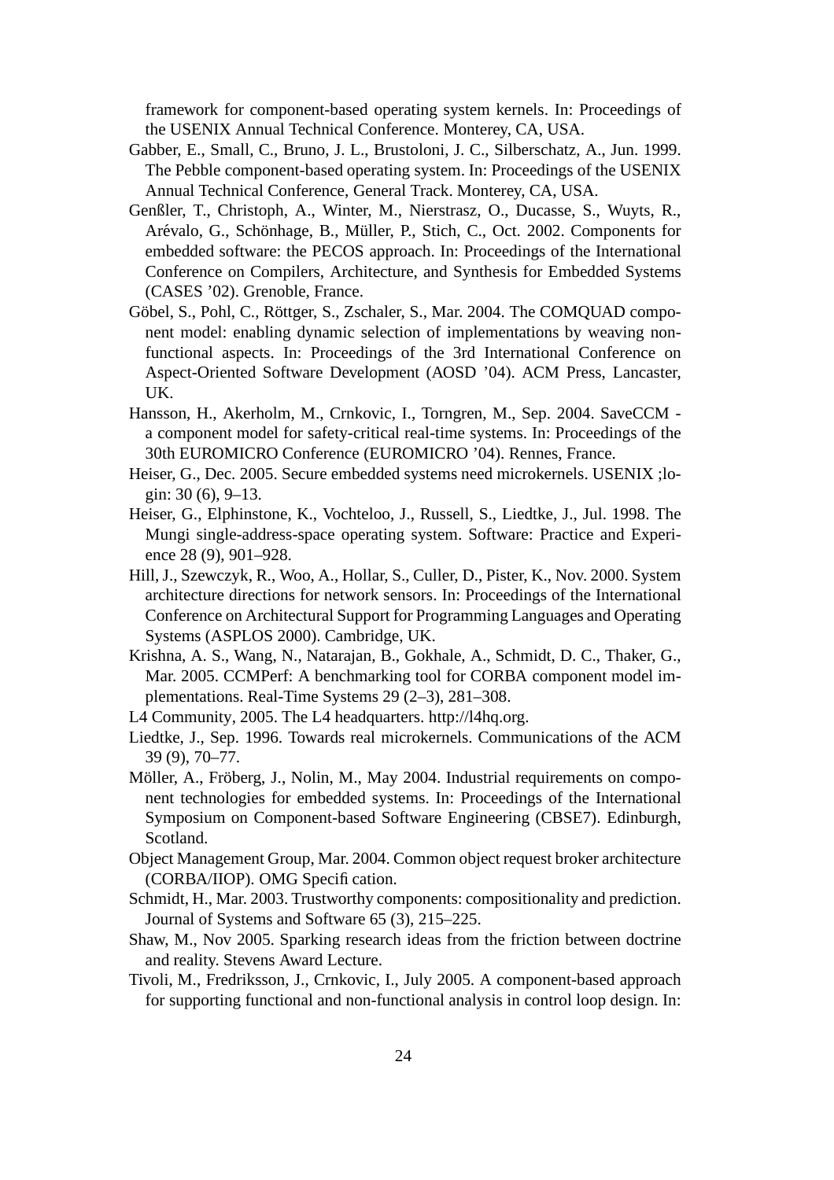framework for component-based operating system kernels. In: Proceedings of the USENIX Annual Technical Conference. Monterey, CA, USA.

Gabber, E., Small, C., Bruno, J. L., Brustoloni, J. C., Silberschatz, A., Jun. 1999. The Pebble component-based operating system. In: Proceedings of the USENIX Annual Technical Conference, General Track. Monterey, CA, USA.

Genßler, T., Christoph, A., Winter, M., Nierstrasz, O., Ducasse, S., Wuyts, R., Arévalo, G., Schönhage, B., Müller, P., Stich, C., Oct. 2002. Components for embedded software: the PECOS approach. In: Proceedings of the International Conference on Compilers, Architecture, and Synthesis for Embedded Systems (CASES '02). Grenoble, France.

Göbel, S., Pohl, C., Röttger, S., Zschaler, S., Mar. 2004. The COMQUAD component model: enabling dynamic selection of implementations by weaving non-functional aspects. In: Proceedings of the 3rd International Conference on Aspect-Oriented Software Development (AOSD '04). ACM Press, Lancaster, UK.

Hansson, H., Akerholm, M., Crnkovic, I., Torngren, M., Sep. 2004. SaveCCM - a component model for safety-critical real-time systems. In: Proceedings of the 30th EUROMICRO Conference (EUROMICRO '04). Rennes, France.

Heiser, G., Dec. 2005. Secure embedded systems need microkernels. USENIX ;login: 30 (6), 9–13.

Heiser, G., Elphinstone, K., Vochteloo, J., Russell, S., Liedtke, J., Jul. 1998. The Mungi single-address-space operating system. Software: Practice and Experience 28 (9), 901–928.

Hill, J., Szewczyk, R., Woo, A., Hollar, S., Culler, D., Pister, K., Nov. 2000. System architecture directions for network sensors. In: Proceedings of the International Conference on Architectural Support for Programming Languages and Operating Systems (ASPLOS 2000). Cambridge, UK.

Krishna, A. S., Wang, N., Natarajan, B., Gokhale, A., Schmidt, D. C., Thaker, G., Mar. 2005. CCMPerf: A benchmarking tool for CORBA component model implementations. Real-Time Systems 29 (2–3), 281–308.

L4 Community, 2005. The L4 headquarters. http://l4hq.org.

Liedtke, J., Sep. 1996. Towards real microkernels. Communications of the ACM 39 (9), 70–77.

Möller, A., Fröberg, J., Nolin, M., May 2004. Industrial requirements on component technologies for embedded systems. In: Proceedings of the International Symposium on Component-based Software Engineering (CBSE7). Edinburgh, Scotland.

Object Management Group, Mar. 2004. Common object request broker architecture (CORBA/IIOP). OMG Specifi cation.

Schmidt, H., Mar. 2003. Trustworthy components: compositionality and prediction. Journal of Systems and Software 65 (3), 215–225.

Shaw, M., Nov 2005. Sparking research ideas from the friction between doctrine and reality. Stevens Award Lecture.

Tivoli, M., Fredriksson, J., Crnkovic, I., July 2005. A component-based approach for supporting functional and non-functional analysis in control loop design. In: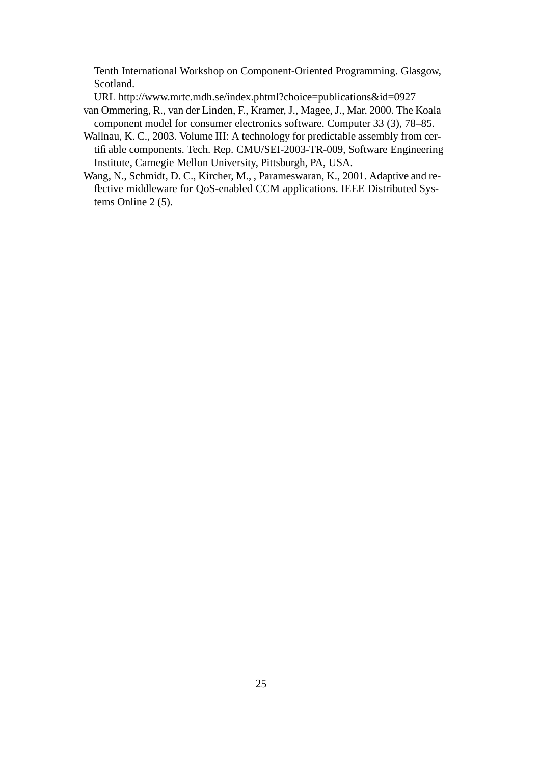Tenth International Workshop on Component-Oriented Programming. Glasgow, Scotland.
URL http://www.mrtc.mdh.se/index.phtml?choice=publications&id=0927

van Ommering, R., van der Linden, F., Kramer, J., Magee, J., Mar. 2000. The Koala component model for consumer electronics software. Computer 33 (3), 78–85.

Wallnau, K. C., 2003. Volume III: A technology for predictable assembly from certifiable components. Tech. Rep. CMU/SEI-2003-TR-009, Software Engineering Institute, Carnegie Mellon University, Pittsburgh, PA, USA.

Wang, N., Schmidt, D. C., Kircher, M., , Parameswaran, K., 2001. Adaptive and reflective middleware for QoS-enabled CCM applications. IEEE Distributed Systems Online 2 (5).